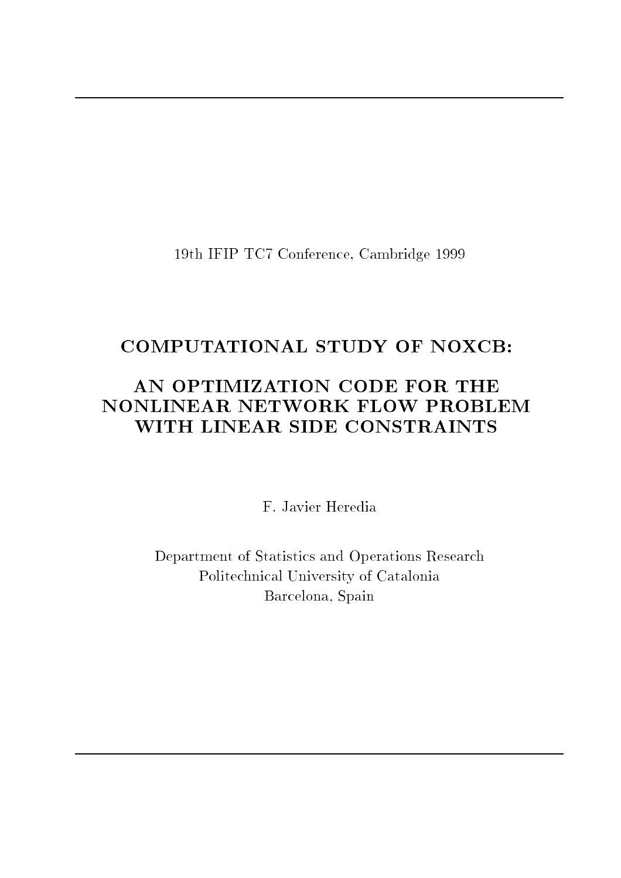19th IFIP TC7 Conference, Cambridge 1999

# COMPUTATIONAL STUDY OF NOXCB:

# AN OPTIMIZATION CODE FOR THE NONLINEAR NETWORK FLOW PROBLEM WITH LINEAR SIDE CONSTRAINTS

F. Javier Heredia

Department of Statistics and Operations Research
Politechnical University of Catalonia
Barcelona, Spain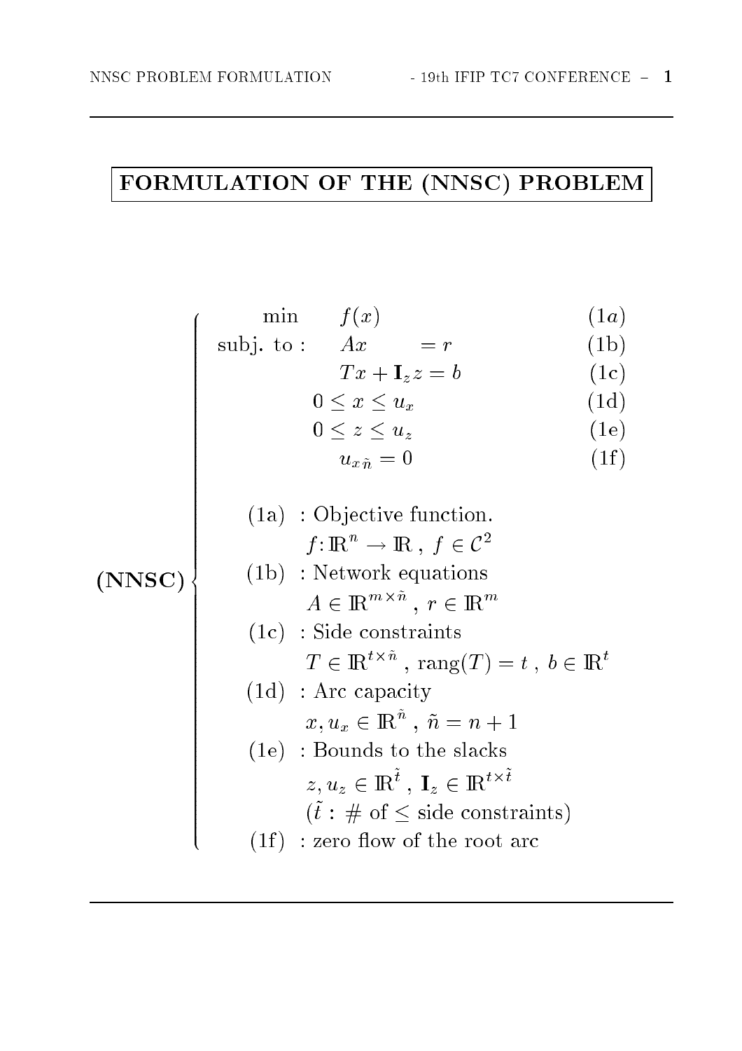# FORMULATION OF THE (NNSC) PROBLEM

**(NNSC)**

$$
\begin{array}{llr}
\min & f(x) & (1a) \\
\text{subj. to :} & Ax \qquad = r & (1b) \\
 & Tx + \mathbf{I}_z z = b & (1c) \\
 & 0 \le x \le u_x & (1d) \\
 & 0 \le z \le u_z & (1e) \\
 & u_{x\tilde{n}} = 0 & (1f)
\end{array}
$$

- (1a) : Objective function.
  $f : \mathbb{R}^n \rightarrow \mathbb{R}$ , $f \in \mathcal{C}^2$
- (1b) : Network equations
  $A \in \mathbb{R}^{m \times \tilde{n}}$ , $r \in \mathbb{R}^m$
- (1c) : Side constraints
  $T \in \mathbb{R}^{t \times \tilde{n}}$ , $\text{rang}(T) = t$ , $b \in \mathbb{R}^t$
- (1d) : Arc capacity
  $x, u_x \in \mathbb{R}^{\tilde{n}}$ , $\tilde{n} = n + 1$
- (1e) : Bounds to the slacks
  $z, u_z \in \mathbb{R}^{\tilde{t}}$ , $\mathbf{I}_z \in \mathbb{R}^{t \times \tilde{t}}$
  ($\tilde{t}$ : # of $\le$ side constraints)
- (1f) : zero flow of the root arc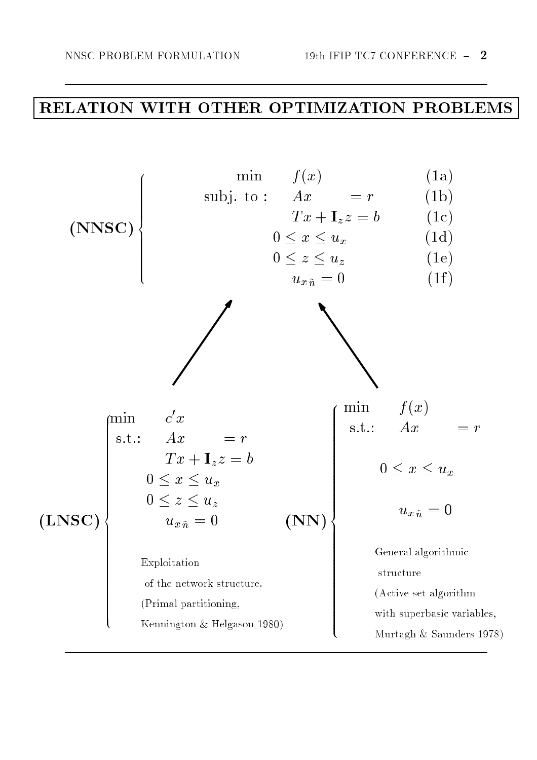# RELATION WITH OTHER OPTIMIZATION PROBLEMS

**(NNSC)**

$$
\begin{array}{rlr}
\min & f(x) & \text{(1a)} \\
\text{subj. to :} & Ax = r & \text{(1b)} \\
& Tx + \mathbf{I}_z z = b & \text{(1c)} \\
& 0 \le x \le u_x & \text{(1d)} \\
& 0 \le z \le u_z & \text{(1e)} \\
& u_{x\tilde{n}} = 0 & \text{(1f)}
\end{array}
$$

**(LNSC)**

$$
\begin{array}{rl}
\min & c'x \\
\text{s.t.:} & Ax = r \\
& Tx + \mathbf{I}_z z = b \\
& 0 \le x \le u_x \\
& 0 \le z \le u_z \\
& u_{x\tilde{n}} = 0
\end{array}
$$

Exploitation of the network structure. (Primal partitioning, Kennington & Helgason 1980)

**(NN)**

$$
\begin{array}{rl}
\min & f(x) \\
\text{s.t.:} & Ax = r \\
& 0 \le x \le u_x \\
& u_{x\tilde{n}} = 0
\end{array}
$$

General algorithmic structure (Active set algorithm with superbasic variables, Murtagh & Saunders 1978)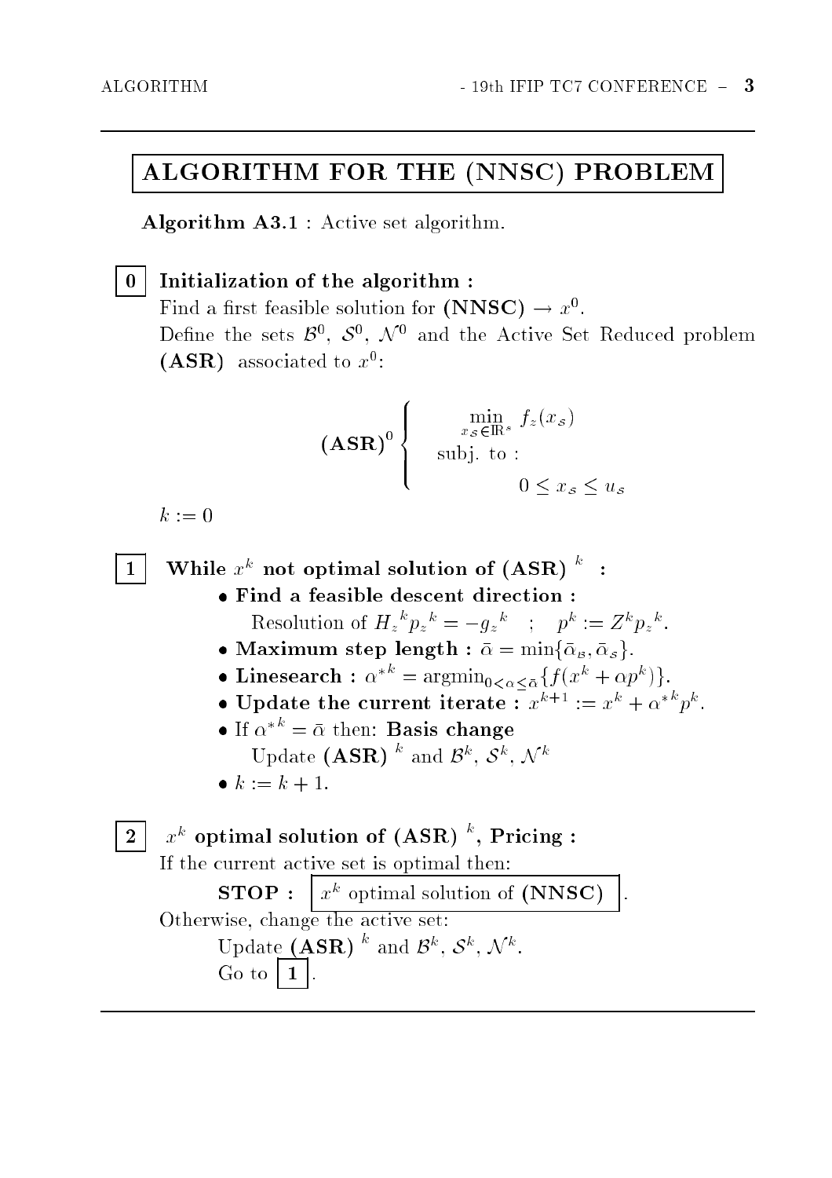# ALGORITHM FOR THE (NNSC) PROBLEM

**Algorithm A3.1** : Active set algorithm.

**0** **Initialization of the algorithm :**

Find a first feasible solution for **(NNSC)** $\rightarrow x^0$.

Define the sets $\mathcal{B}^0$, $\mathcal{S}^0$, $\mathcal{N}^0$ and the Active Set Reduced problem **(ASR)** associated to $x^0$:

$$
\textbf{(ASR)}^0 \left\{
\begin{array}{l}
\min\limits_{x_{\mathcal{S}} \in \mathbb{R}^s} f_z(x_{\mathcal{S}}) \\
\text{subj. to :} \\
\qquad 0 \leq x_{\mathcal{S}} \leq u_{\mathcal{S}}
\end{array}
\right.
$$

$k := 0$

**1** **While $x^k$ not optimal solution of (ASR) $^k$ :**

- **Find a feasible descent direction :**
  Resolution of $H_z{}^k p_z{}^k = -g_z{}^k$ ; $p^k := Z^k p_z{}^k$.
- **Maximum step length :** $\bar{\alpha} = \min\{\bar{\alpha}_{\mathcal{B}}, \bar{\alpha}_{\mathcal{S}}\}$.
- **Linesearch :** $\alpha^{*k} = \text{argmin}_{0<\alpha\leq\bar{\alpha}}\{f(x^k + \alpha p^k)\}$.
- **Update the current iterate :** $x^{k+1} := x^k + \alpha^{*k} p^k$.
- If $\alpha^{*k} = \bar{\alpha}$ then: **Basis change**
  Update **(ASR)** $^k$ and $\mathcal{B}^k$, $\mathcal{S}^k$, $\mathcal{N}^k$
- $k := k + 1$.

**2** **$x^k$ optimal solution of (ASR) $^k$, Pricing :**

If the current active set is optimal then:

**STOP :** $x^k$ optimal solution of **(NNSC)** .

Otherwise, change the active set:

Update **(ASR)** $^k$ and $\mathcal{B}^k$, $\mathcal{S}^k$, $\mathcal{N}^k$.

Go to **1** .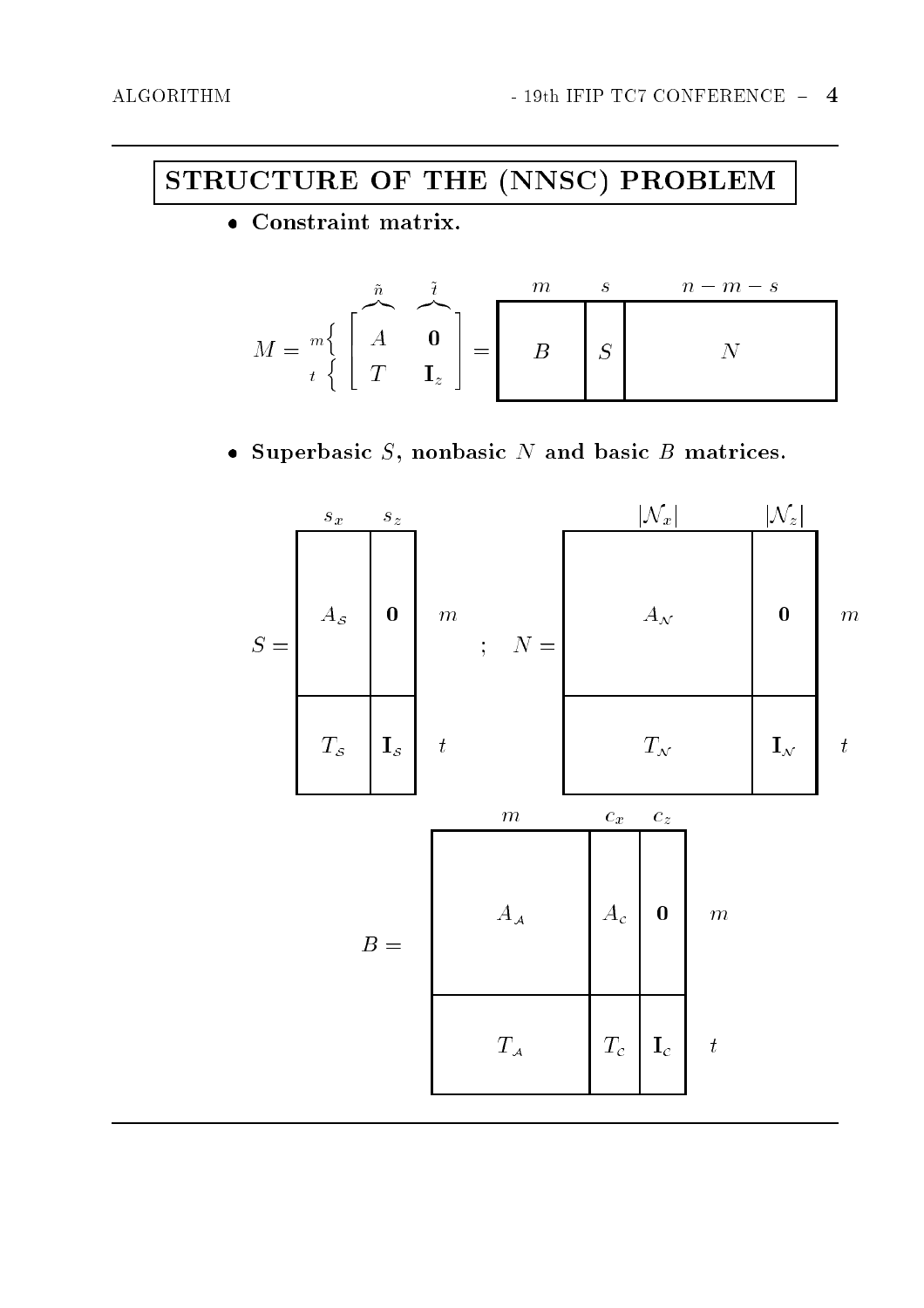## STRUCTURE OF THE (NNSC) PROBLEM

- **Constraint matrix.**

$$M = \begin{matrix} m\{ \\ t\{ \end{matrix} \overbrace{\begin{bmatrix} A & \mathbf{0} \\ T & \mathbf{I}_z \end{bmatrix}}^{\tilde{n} \quad \tilde{t}} = \left[ \; \overbrace{B}^{m} \; \middle| \; \overbrace{S}^{s} \; \middle| \; \overbrace{N}^{n-m-s} \; \right]$$

- **Superbasic $S$, nonbasic $N$ and basic $B$ matrices.**

$$S = \begin{array}{cc|l} \scriptstyle s_x & \scriptstyle s_z & \\ A_{\mathcal{S}} & \mathbf{0} & m \\ T_{\mathcal{S}} & \mathbf{I}_{\mathcal{S}} & t \end{array} \quad ; \quad N = \begin{array}{cc|l} \scriptstyle |\mathcal{N}_x| & \scriptstyle |\mathcal{N}_z| & \\ A_{\mathcal{N}} & \mathbf{0} & m \\ T_{\mathcal{N}} & \mathbf{I}_{\mathcal{N}} & t \end{array}$$

$$B = \begin{array}{ccc|l} \scriptstyle m & \scriptstyle c_x & \scriptstyle c_z & \\ A_{\mathcal{A}} & A_c & \mathbf{0} & m \\ T_{\mathcal{A}} & T_c & \mathbf{I}_c & t \end{array}$$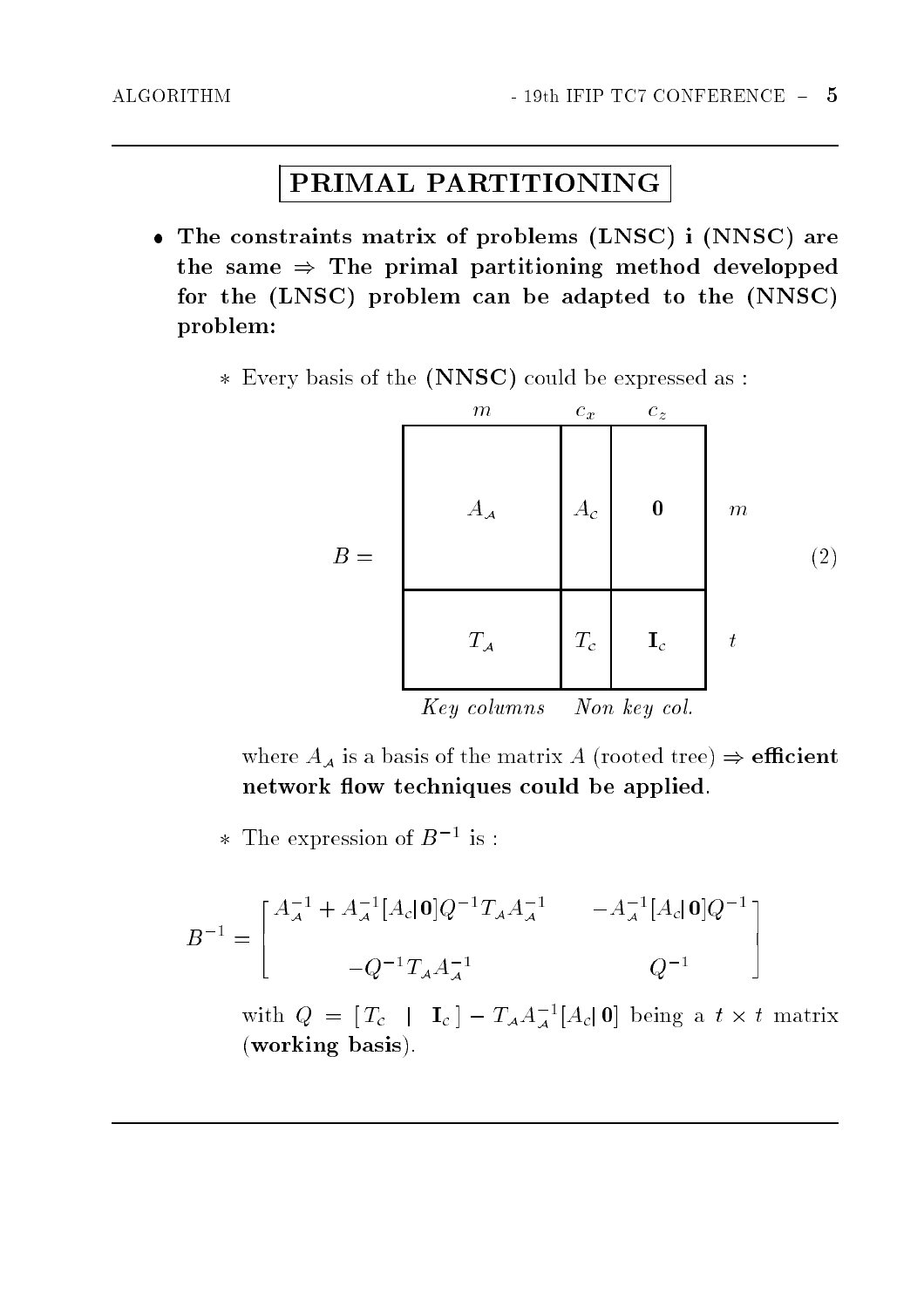## PRIMAL PARTITIONING

- **The constraints matrix of problems (LNSC) i (NNSC) are the same $\Rightarrow$ The primal partitioning method developped for the (LNSC) problem can be adapted to the (NNSC) problem:**

  * Every basis of the **(NNSC)** could be expressed as :

$$
B = \begin{array}{c} \begin{array}{ccc} m & c_x & c_z \end{array} \\ \left[\begin{array}{c|c|c} A_{\mathcal{A}} & A_c & \mathbf{0} \\ \hline T_{\mathcal{A}} & T_c & \mathbf{I}_c \end{array}\right] \begin{array}{c} m \\ t \end{array} \\ \textit{Key columns} \quad \textit{Non key col.} \end{array} \qquad (2)
$$

  where $A_{\mathcal{A}}$ is a basis of the matrix $A$ (rooted tree) $\Rightarrow$ **efficient network flow techniques could be applied**.

  * The expression of $B^{-1}$ is :

$$
B^{-1} = \begin{bmatrix} A_{\mathcal{A}}^{-1} + A_{\mathcal{A}}^{-1}[A_c|\mathbf{0}]Q^{-1}T_{\mathcal{A}}A_{\mathcal{A}}^{-1} & -A_{\mathcal{A}}^{-1}[A_c|\mathbf{0}]Q^{-1} \\ -Q^{-1}T_{\mathcal{A}}A_{\mathcal{A}}^{-1} & Q^{-1} \end{bmatrix}
$$

  with $Q = [\,T_c \;\; | \;\; \mathbf{I}_c\,] - T_{\mathcal{A}}A_{\mathcal{A}}^{-1}[A_c|\,\mathbf{0}]$ being a $t \times t$ matrix (**working basis**).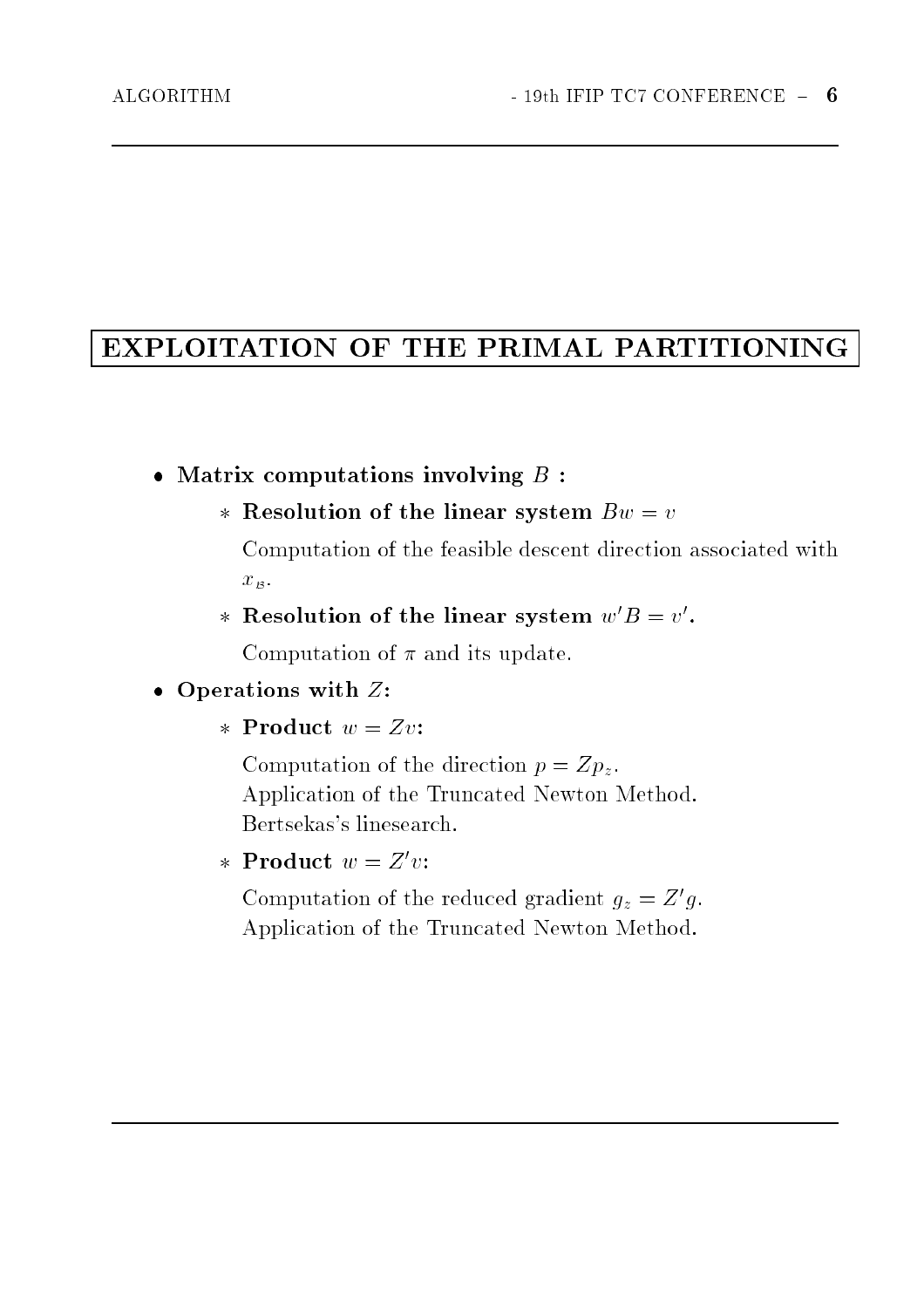# EXPLOITATION OF THE PRIMAL PARTITIONING

- **Matrix computations involving $B$ :**
  - **Resolution of the linear system $Bw = v$**

    Computation of the feasible descent direction associated with $x_{\mathcal{B}}$.
  - **Resolution of the linear system $w'B = v'$.**

    Computation of $\pi$ and its update.
- **Operations with $Z$:**
  - **Product $w = Zv$:**

    Computation of the direction $p = Zp_z$.
    Application of the Truncated Newton Method.
    Bertsekas's linesearch.
  - **Product $w = Z'v$:**

    Computation of the reduced gradient $g_z = Z'g$.
    Application of the Truncated Newton Method.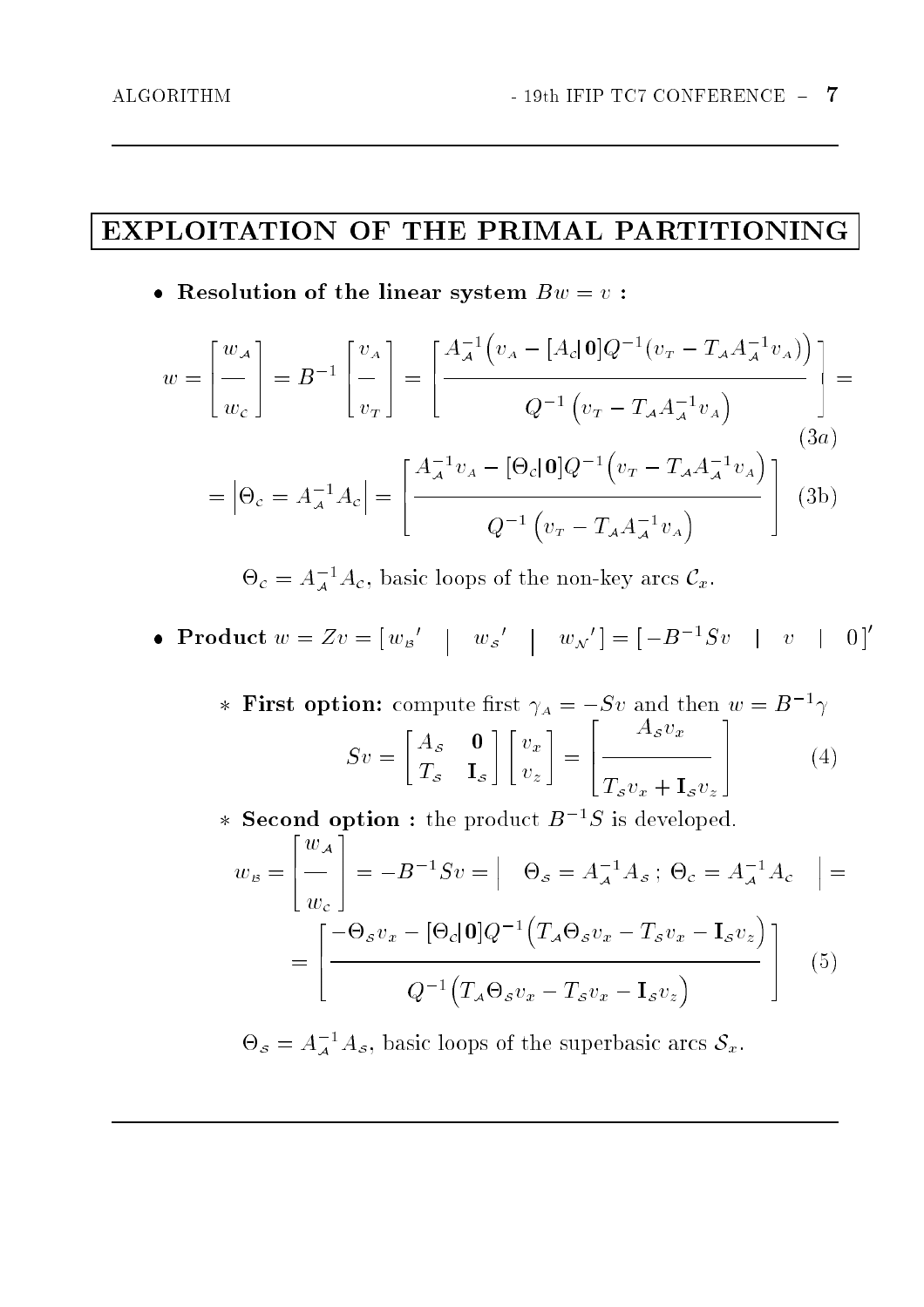# EXPLOITATION OF THE PRIMAL PARTITIONING

- **Resolution of the linear system $Bw = v$ :**

$$
w = \left[\begin{array}{c} w_{\mathcal{A}} \\ \hline w_{\mathcal{C}} \end{array}\right] = B^{-1}\left[\begin{array}{c} v_{A} \\ \hline v_{T} \end{array}\right] = \left[\begin{array}{c} A_{\mathcal{A}}^{-1}\Big(v_{A} - [A_{\mathcal{C}}|\mathbf{0}]Q^{-1}(v_{T} - T_{\mathcal{A}}A_{\mathcal{A}}^{-1}v_{A})\Big) \\ \hline Q^{-1}\left(v_{T} - T_{\mathcal{A}}A_{\mathcal{A}}^{-1}v_{A}\right) \end{array}\right] = \quad (3a)
$$

$$
= \left|\Theta_{\mathcal{C}} = A_{\mathcal{A}}^{-1}A_{\mathcal{C}}\right| = \left[\begin{array}{c} A_{\mathcal{A}}^{-1}v_{A} - [\Theta_{\mathcal{C}}|\mathbf{0}]Q^{-1}\Big(v_{T} - T_{\mathcal{A}}A_{\mathcal{A}}^{-1}v_{A}\Big) \\ \hline Q^{-1}\left(v_{T} - T_{\mathcal{A}}A_{\mathcal{A}}^{-1}v_{A}\right) \end{array}\right] \quad (3b)
$$

$\Theta_{\mathcal{C}} = A_{\mathcal{A}}^{-1}A_{\mathcal{C}}$, basic loops of the non-key arcs $\mathcal{C}_x$.

- **Product** $w = Zv = [\, w_{\mathcal{B}}{}' \;\; | \;\; w_{\mathcal{S}}{}' \;\; | \;\; w_{\mathcal{N}}{}' \,] = [\, -B^{-1}Sv \;\; | \;\; v \;\; | \;\; 0\,]'$

  - **First option:** compute first $\gamma_A = -Sv$ and then $w = B^{-1}\gamma$

$$
Sv = \begin{bmatrix} A_{\mathcal{S}} & \mathbf{0} \\ T_{\mathcal{S}} & \mathbf{I}_{\mathcal{S}} \end{bmatrix}\begin{bmatrix} v_x \\ v_z \end{bmatrix} = \left[\begin{array}{c} A_{\mathcal{S}}v_x \\ \hline T_{\mathcal{S}}v_x + \mathbf{I}_{\mathcal{S}}v_z \end{array}\right] \quad (4)
$$

  - **Second option :** the product $B^{-1}S$ is developed.

$$
w_{\mathcal{B}} = \left[\begin{array}{c} w_{\mathcal{A}} \\ \hline w_{\mathcal{C}} \end{array}\right] = -B^{-1}Sv = \left| \quad \Theta_{\mathcal{S}} = A_{\mathcal{A}}^{-1}A_{\mathcal{S}} \,;\; \Theta_{\mathcal{C}} = A_{\mathcal{A}}^{-1}A_{\mathcal{C}} \quad \right| =
$$

$$
= \left[\begin{array}{c} -\Theta_{\mathcal{S}}v_x - [\Theta_{\mathcal{C}}|\mathbf{0}]Q^{-1}\Big(T_{\mathcal{A}}\Theta_{\mathcal{S}}v_x - T_{\mathcal{S}}v_x - \mathbf{I}_{\mathcal{S}}v_z\Big) \\ \hline Q^{-1}\Big(T_{\mathcal{A}}\Theta_{\mathcal{S}}v_x - T_{\mathcal{S}}v_x - \mathbf{I}_{\mathcal{S}}v_z\Big) \end{array}\right] \quad (5)
$$

$\Theta_{\mathcal{S}} = A_{\mathcal{A}}^{-1}A_{\mathcal{S}}$, basic loops of the superbasic arcs $\mathcal{S}_x$.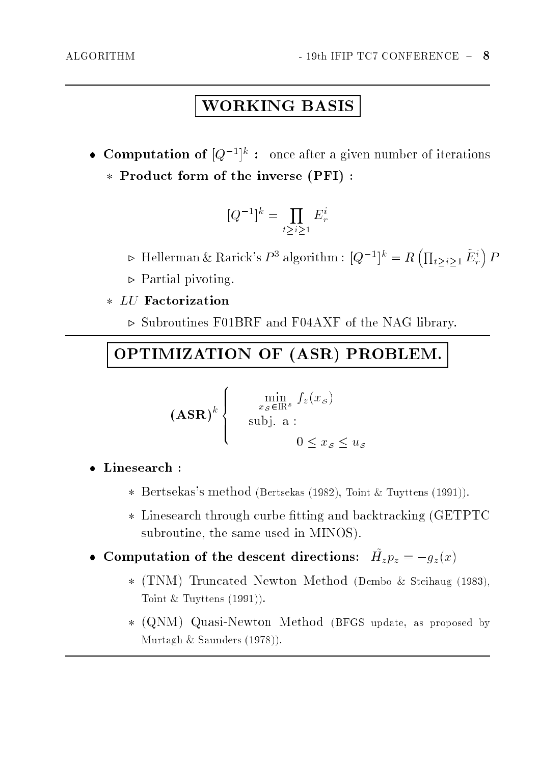## WORKING BASIS

- **Computation of $[Q^{-1}]^k$ :** once after a given number of iterations
  - **Product form of the inverse (PFI) :**

$$[Q^{-1}]^k = \prod_{t \geq i \geq 1} E_r^i$$

    - ▷ Hellerman & Rarick's $P^3$ algorithm : $[Q^{-1}]^k = R\left(\prod_{t \geq i \geq 1} \tilde{E}_r^i\right) P$
    - ▷ Partial pivoting.
  - ***LU* Factorization**
    - ▷ Subroutines F01BRF and F04AXF of the NAG library.

## OPTIMIZATION OF (ASR) PROBLEM.

$$(\mathbf{ASR})^k \left\{ \begin{array}{l} \min\limits_{x_S \in \mathbb{R}^s} \; f_z(x_S) \\ \text{subj. a :} \\ \qquad 0 \leq x_S \leq u_S \end{array} \right.$$

- **Linesearch :**
  - Bertsekas's method (Bertsekas (1982), Toint & Tuyttens (1991)).
  - Linesearch through curbe fitting and backtracking (GETPTC subroutine, the same used in MINOS).
- **Computation of the descent directions:** $\tilde{H}_z p_z = -g_z(x)$
  - (TNM) Truncated Newton Method (Dembo & Steihaug (1983), Toint & Tuyttens (1991)).
  - (QNM) Quasi-Newton Method (BFGS update, as proposed by Murtagh & Saunders (1978)).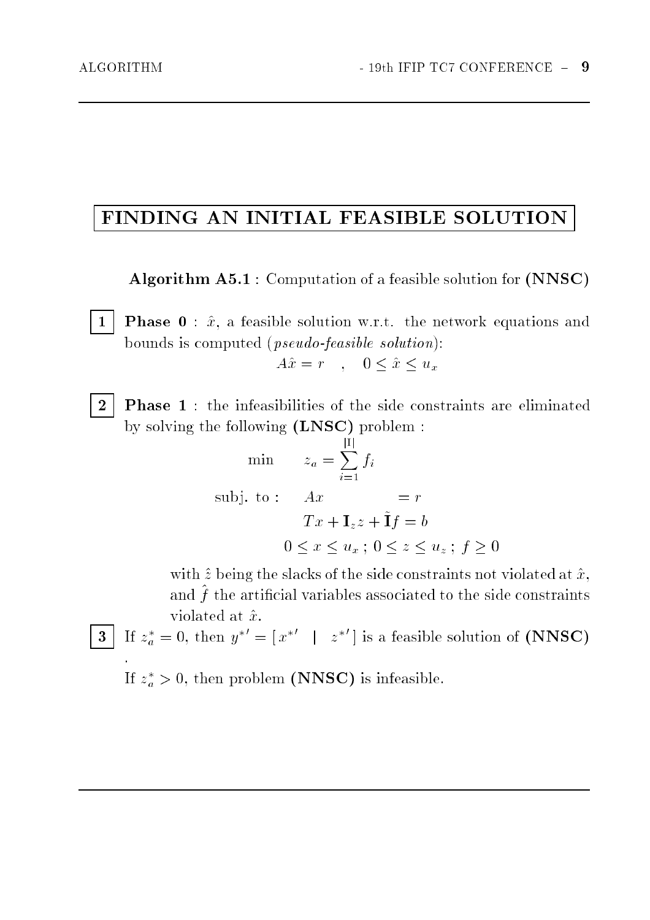# FINDING AN INITIAL FEASIBLE SOLUTION

**Algorithm A5.1** : Computation of a feasible solution for **(NNSC)**

**1** **Phase 0** : $\hat{x}$, a feasible solution w.r.t. the network equations and bounds is computed (*pseudo-feasible solution*):

$$A\hat{x} = r \quad , \quad 0 \leq \hat{x} \leq u_x$$

**2** **Phase 1** : the infeasibilities of the side constraints are eliminated by solving the following **(LNSC)** problem :

$$\min \qquad z_a = \sum_{i=1}^{|\mathrm{I}|} f_i$$

$$\text{subj. to :} \qquad Ax = r$$

$$Tx + \mathbf{I}_z z + \tilde{\mathbf{I}} f = b$$

$$0 \leq x \leq u_x \; ; \; 0 \leq z \leq u_z \; ; \; f \geq 0$$

with $\hat{z}$ being the slacks of the side constraints not violated at $\hat{x}$, and $\hat{f}$ the artificial variables associated to the side constraints violated at $\hat{x}$.

**3** If $z_a^* = 0$, then $y^{*\prime} = [\, x^{*\prime} \quad | \quad z^{*\prime} \,]$ is a feasible solution of **(NNSC)** .

If $z_a^* > 0$, then problem **(NNSC)** is infeasible.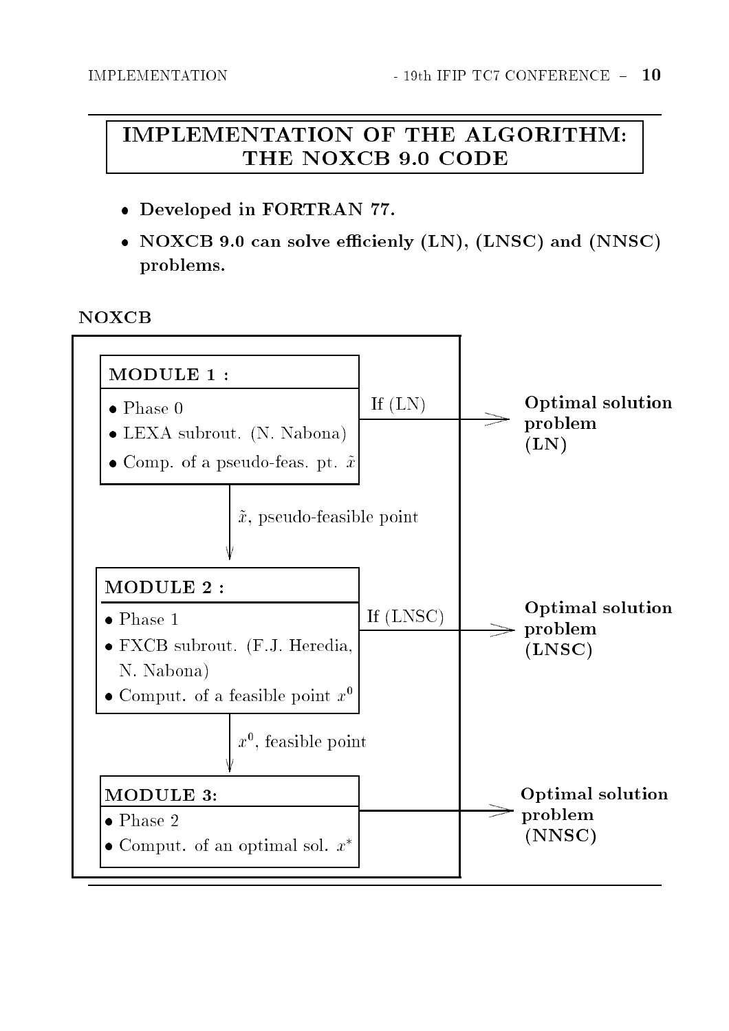# IMPLEMENTATION OF THE ALGORITHM: THE NOXCB 9.0 CODE

- **Developed in FORTRAN 77.**
- **NOXCB 9.0 can solve efficienly (LN), (LNSC) and (NNSC) problems.**

**NOXCB**

**MODULE 1 :**

- Phase 0
- LEXA subrout. (N. Nabona)
- Comp. of a pseudo-feas. pt. $\tilde{x}$

If (LN) → **Optimal solution problem (LN)**

$\tilde{x}$, pseudo-feasible point

**MODULE 2 :**

- Phase 1
- FXCB subrout. (F.J. Heredia, N. Nabona)
- Comput. of a feasible point $x^0$

If (LNSC) → **Optimal solution problem (LNSC)**

$x^0$, feasible point

**MODULE 3:**

- Phase 2
- Comput. of an optimal sol. $x^*$

→ **Optimal solution problem (NNSC)**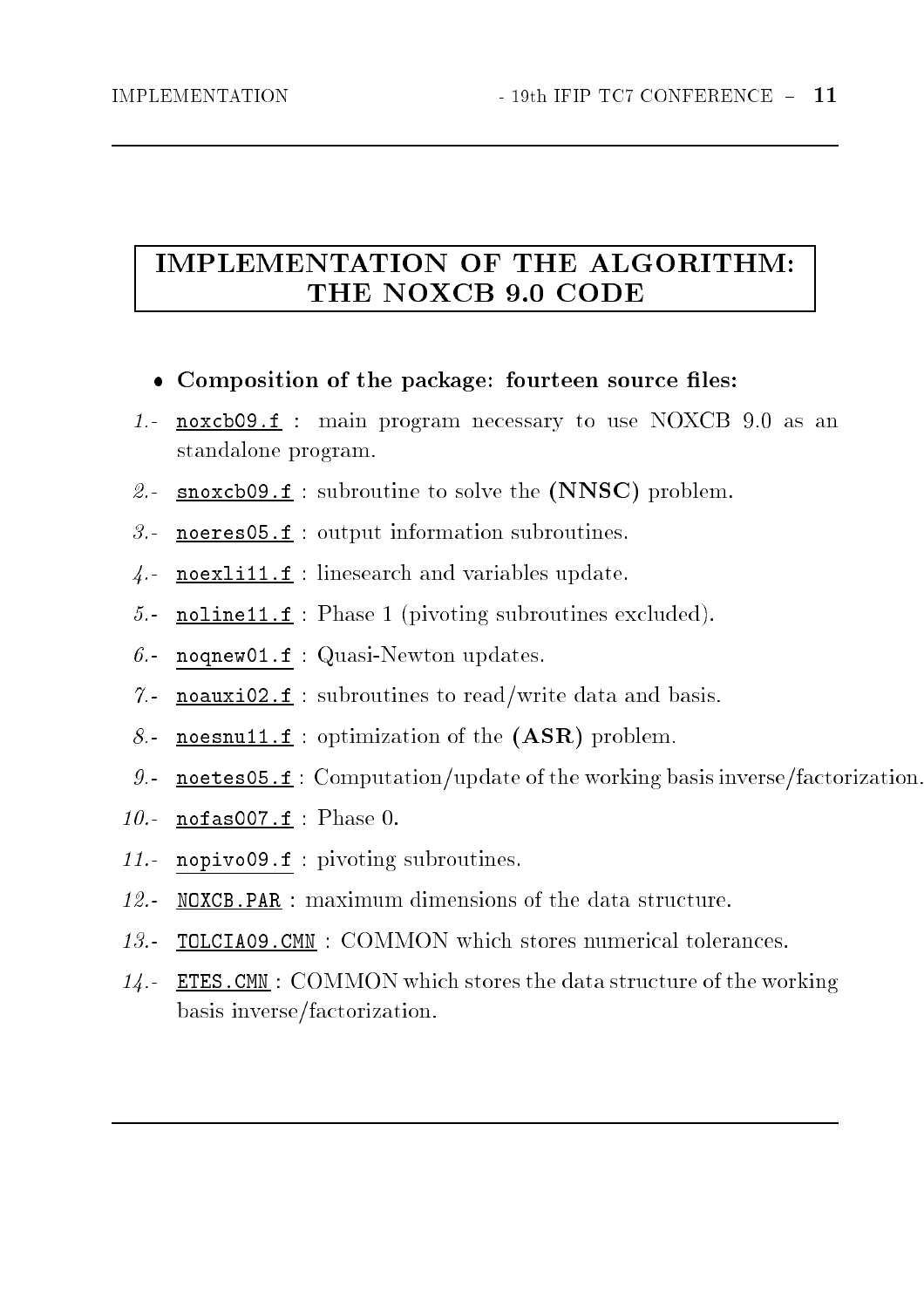# IMPLEMENTATION OF THE ALGORITHM: THE NOXCB 9.0 CODE

- **Composition of the package: fourteen source files:**

*1.-* `noxcb09.f` : main program necessary to use NOXCB 9.0 as an standalone program.

*2.-* `snoxcb09.f` : subroutine to solve the **(NNSC)** problem.

*3.-* `noeres05.f` : output information subroutines.

*4.-* `noexli11.f` : linesearch and variables update.

*5.-* `noline11.f` : Phase 1 (pivoting subroutines excluded).

*6.-* `noqnew01.f` : Quasi-Newton updates.

*7.-* `noauxi02.f` : subroutines to read/write data and basis.

*8.-* `noesnu11.f` : optimization of the **(ASR)** problem.

*9.-* `noetes05.f` : Computation/update of the working basis inverse/factorization.

*10.-* `nofas007.f` : Phase 0.

*11.-* `nopivo09.f` : pivoting subroutines.

*12.-* `NOXCB.PAR` : maximum dimensions of the data structure.

*13.-* `TOLCIA09.CMN` : COMMON which stores numerical tolerances.

*14.-* `ETES.CMN` : COMMON which stores the data structure of the working basis inverse/factorization.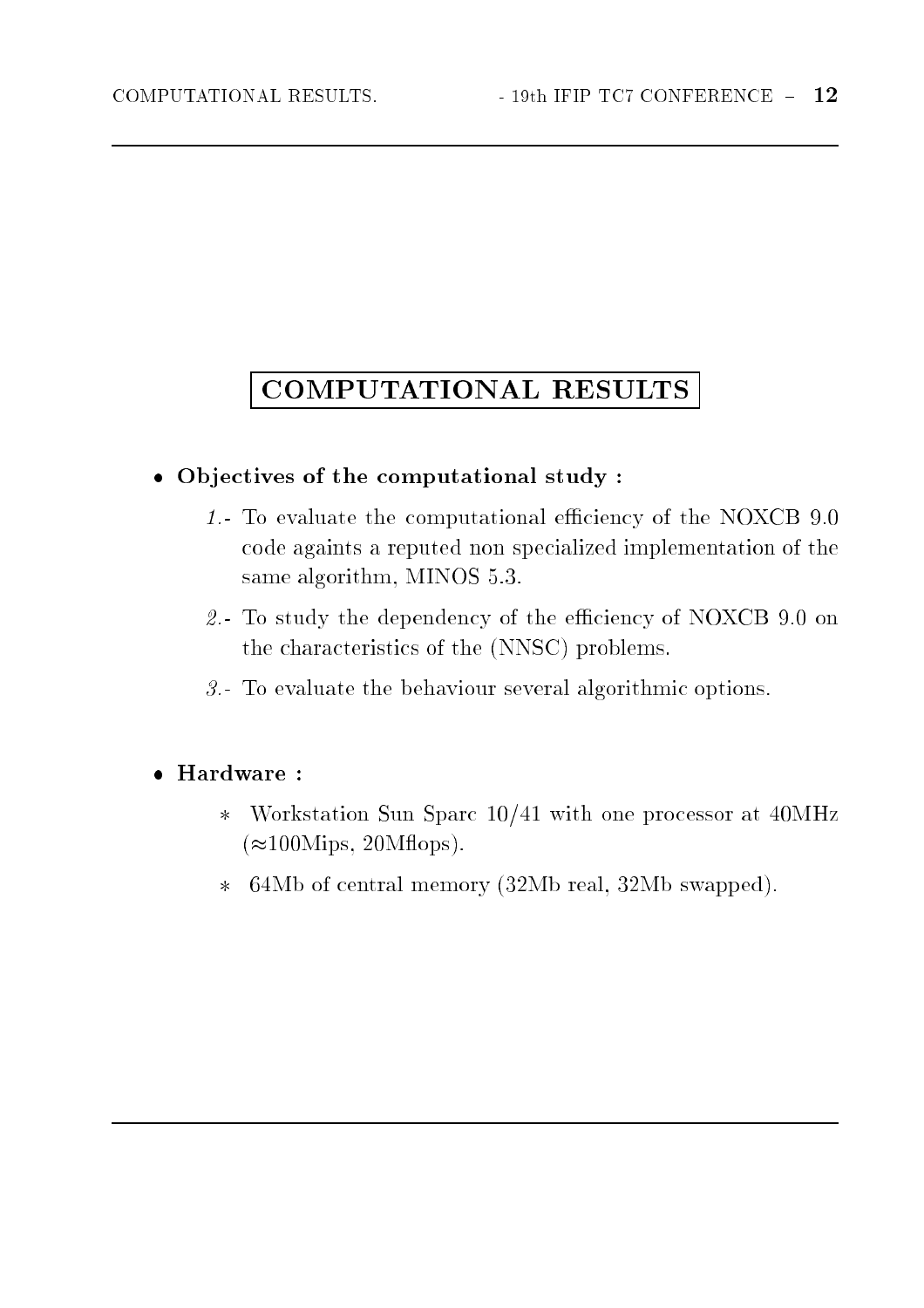# COMPUTATIONAL RESULTS

- **Objectives of the computational study :**
  - *1.-* To evaluate the computational efficiency of the NOXCB 9.0 code againts a reputed non specialized implementation of the same algorithm, MINOS 5.3.
  - *2.-* To study the dependency of the efficiency of NOXCB 9.0 on the characteristics of the (NNSC) problems.
  - *3.-* To evaluate the behaviour several algorithmic options.

- **Hardware :**
  - ∗ Workstation Sun Sparc 10/41 with one processor at 40MHz (≈100Mips, 20Mflops).
  - ∗ 64Mb of central memory (32Mb real, 32Mb swapped).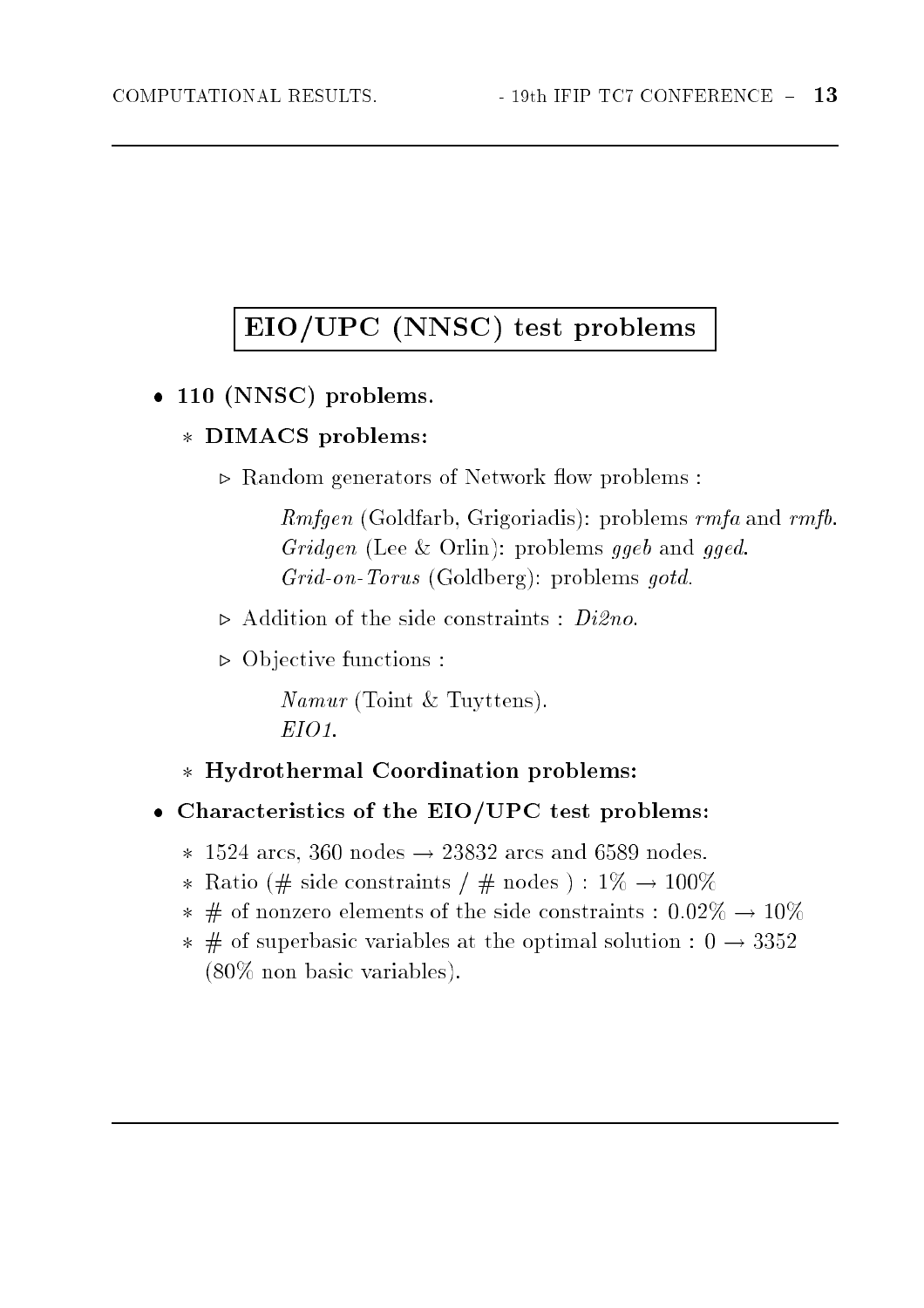## EIO/UPC (NNSC) test problems

- **110 (NNSC) problems.**
  - **DIMACS problems:**
    - ▹ Random generators of Network flow problems :

      *Rmfgen* (Goldfarb, Grigoriadis): problems *rmfa* and *rmfb*.
      *Gridgen* (Lee & Orlin): problems *ggeb* and *gged*.
      *Grid-on-Torus* (Goldberg): problems *gotd*.

    - ▹ Addition of the side constraints : *Di2no*.
    - ▹ Objective functions :

      *Namur* (Toint & Tuyttens).
      *EIO1*.

  - **Hydrothermal Coordination problems:**

- **Characteristics of the EIO/UPC test problems:**
  - 1524 arcs, 360 nodes → 23832 arcs and 6589 nodes.
  - Ratio (# side constraints / # nodes ) : 1% → 100%
  - # of nonzero elements of the side constraints : 0.02% → 10%
  - # of superbasic variables at the optimal solution : 0 → 3352 (80% non basic variables).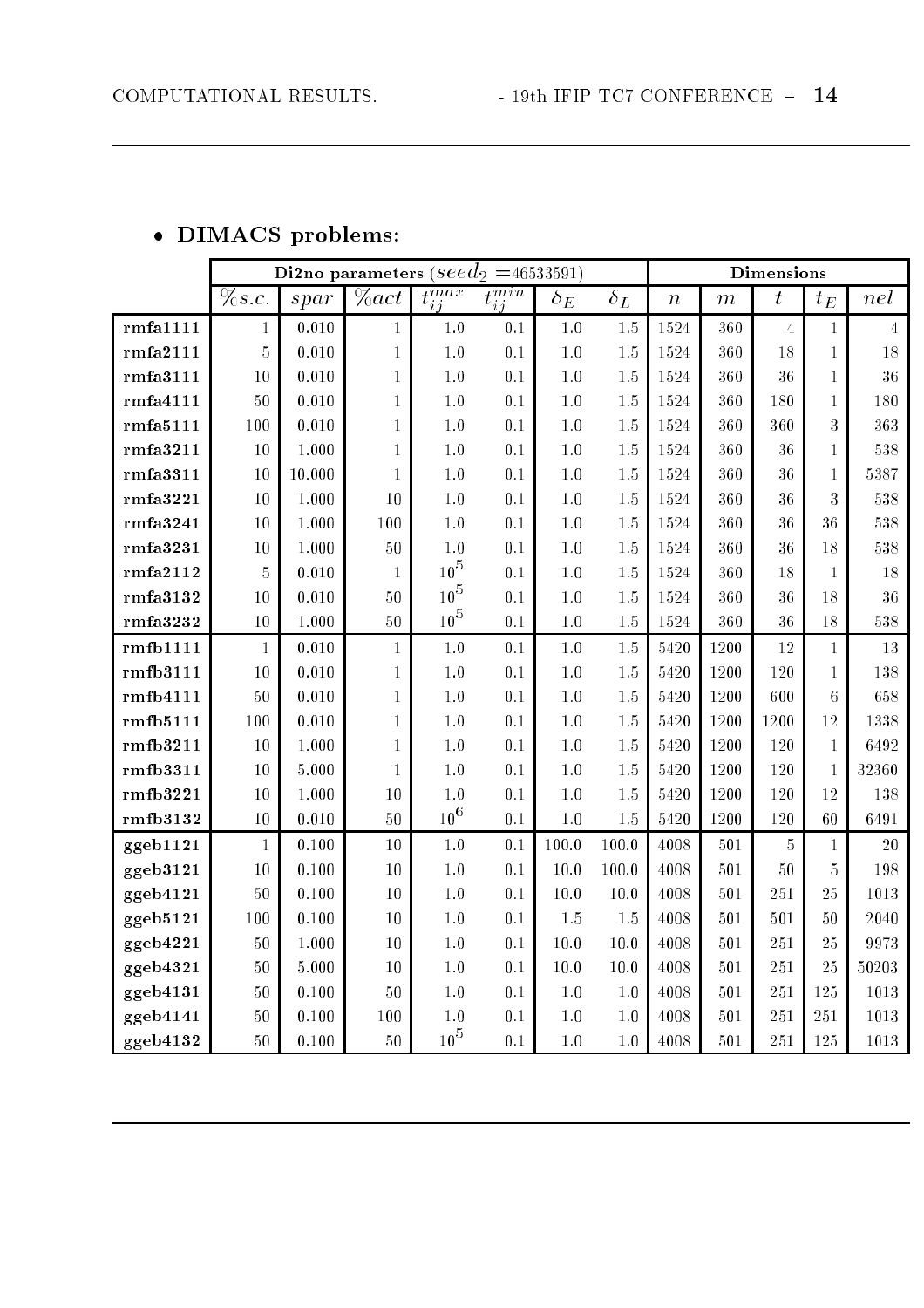- **DIMACS problems:**

| | Di2no parameters ($seed_2$ =46533591) | | | | | | | Dimensions | | | | |
|---|---|---|---|---|---|---|---|---|---|---|---|---|
| | $\%s.c.$ | $spar$ | $\%act$ | $t_{ij}^{max}$ | $t_{ij}^{min}$ | $\delta_E$ | $\delta_L$ | $n$ | $m$ | $t$ | $t_E$ | $nel$ |
| **rmfa1111** | 1 | 0.010 | 1 | 1.0 | 0.1 | 1.0 | 1.5 | 1524 | 360 | 4 | 1 | 4 |
| **rmfa2111** | 5 | 0.010 | 1 | 1.0 | 0.1 | 1.0 | 1.5 | 1524 | 360 | 18 | 1 | 18 |
| **rmfa3111** | 10 | 0.010 | 1 | 1.0 | 0.1 | 1.0 | 1.5 | 1524 | 360 | 36 | 1 | 36 |
| **rmfa4111** | 50 | 0.010 | 1 | 1.0 | 0.1 | 1.0 | 1.5 | 1524 | 360 | 180 | 1 | 180 |
| **rmfa5111** | 100 | 0.010 | 1 | 1.0 | 0.1 | 1.0 | 1.5 | 1524 | 360 | 360 | 3 | 363 |
| **rmfa3211** | 10 | 1.000 | 1 | 1.0 | 0.1 | 1.0 | 1.5 | 1524 | 360 | 36 | 1 | 538 |
| **rmfa3311** | 10 | 10.000 | 1 | 1.0 | 0.1 | 1.0 | 1.5 | 1524 | 360 | 36 | 1 | 5387 |
| **rmfa3221** | 10 | 1.000 | 10 | 1.0 | 0.1 | 1.0 | 1.5 | 1524 | 360 | 36 | 3 | 538 |
| **rmfa3241** | 10 | 1.000 | 100 | 1.0 | 0.1 | 1.0 | 1.5 | 1524 | 360 | 36 | 36 | 538 |
| **rmfa3231** | 10 | 1.000 | 50 | 1.0 | 0.1 | 1.0 | 1.5 | 1524 | 360 | 36 | 18 | 538 |
| **rmfa2112** | 5 | 0.010 | 1 | $10^5$ | 0.1 | 1.0 | 1.5 | 1524 | 360 | 18 | 1 | 18 |
| **rmfa3132** | 10 | 0.010 | 50 | $10^5$ | 0.1 | 1.0 | 1.5 | 1524 | 360 | 36 | 18 | 36 |
| **rmfa3232** | 10 | 1.000 | 50 | $10^5$ | 0.1 | 1.0 | 1.5 | 1524 | 360 | 36 | 18 | 538 |
| **rmfb1111** | 1 | 0.010 | 1 | 1.0 | 0.1 | 1.0 | 1.5 | 5420 | 1200 | 12 | 1 | 13 |
| **rmfb3111** | 10 | 0.010 | 1 | 1.0 | 0.1 | 1.0 | 1.5 | 5420 | 1200 | 120 | 1 | 138 |
| **rmfb4111** | 50 | 0.010 | 1 | 1.0 | 0.1 | 1.0 | 1.5 | 5420 | 1200 | 600 | 6 | 658 |
| **rmfb5111** | 100 | 0.010 | 1 | 1.0 | 0.1 | 1.0 | 1.5 | 5420 | 1200 | 1200 | 12 | 1338 |
| **rmfb3211** | 10 | 1.000 | 1 | 1.0 | 0.1 | 1.0 | 1.5 | 5420 | 1200 | 120 | 1 | 6492 |
| **rmfb3311** | 10 | 5.000 | 1 | 1.0 | 0.1 | 1.0 | 1.5 | 5420 | 1200 | 120 | 1 | 32360 |
| **rmfb3221** | 10 | 1.000 | 10 | 1.0 | 0.1 | 1.0 | 1.5 | 5420 | 1200 | 120 | 12 | 138 |
| **rmfb3132** | 10 | 0.010 | 50 | $10^6$ | 0.1 | 1.0 | 1.5 | 5420 | 1200 | 120 | 60 | 6491 |
| **ggeb1121** | 1 | 0.100 | 10 | 1.0 | 0.1 | 100.0 | 100.0 | 4008 | 501 | 5 | 1 | 20 |
| **ggeb3121** | 10 | 0.100 | 10 | 1.0 | 0.1 | 10.0 | 100.0 | 4008 | 501 | 50 | 5 | 198 |
| **ggeb4121** | 50 | 0.100 | 10 | 1.0 | 0.1 | 10.0 | 10.0 | 4008 | 501 | 251 | 25 | 1013 |
| **ggeb5121** | 100 | 0.100 | 10 | 1.0 | 0.1 | 1.5 | 1.5 | 4008 | 501 | 501 | 50 | 2040 |
| **ggeb4221** | 50 | 1.000 | 10 | 1.0 | 0.1 | 10.0 | 10.0 | 4008 | 501 | 251 | 25 | 9973 |
| **ggeb4321** | 50 | 5.000 | 10 | 1.0 | 0.1 | 10.0 | 10.0 | 4008 | 501 | 251 | 25 | 50203 |
| **ggeb4131** | 50 | 0.100 | 50 | 1.0 | 0.1 | 1.0 | 1.0 | 4008 | 501 | 251 | 125 | 1013 |
| **ggeb4141** | 50 | 0.100 | 100 | 1.0 | 0.1 | 1.0 | 1.0 | 4008 | 501 | 251 | 251 | 1013 |
| **ggeb4132** | 50 | 0.100 | 50 | $10^5$ | 0.1 | 1.0 | 1.0 | 4008 | 501 | 251 | 125 | 1013 |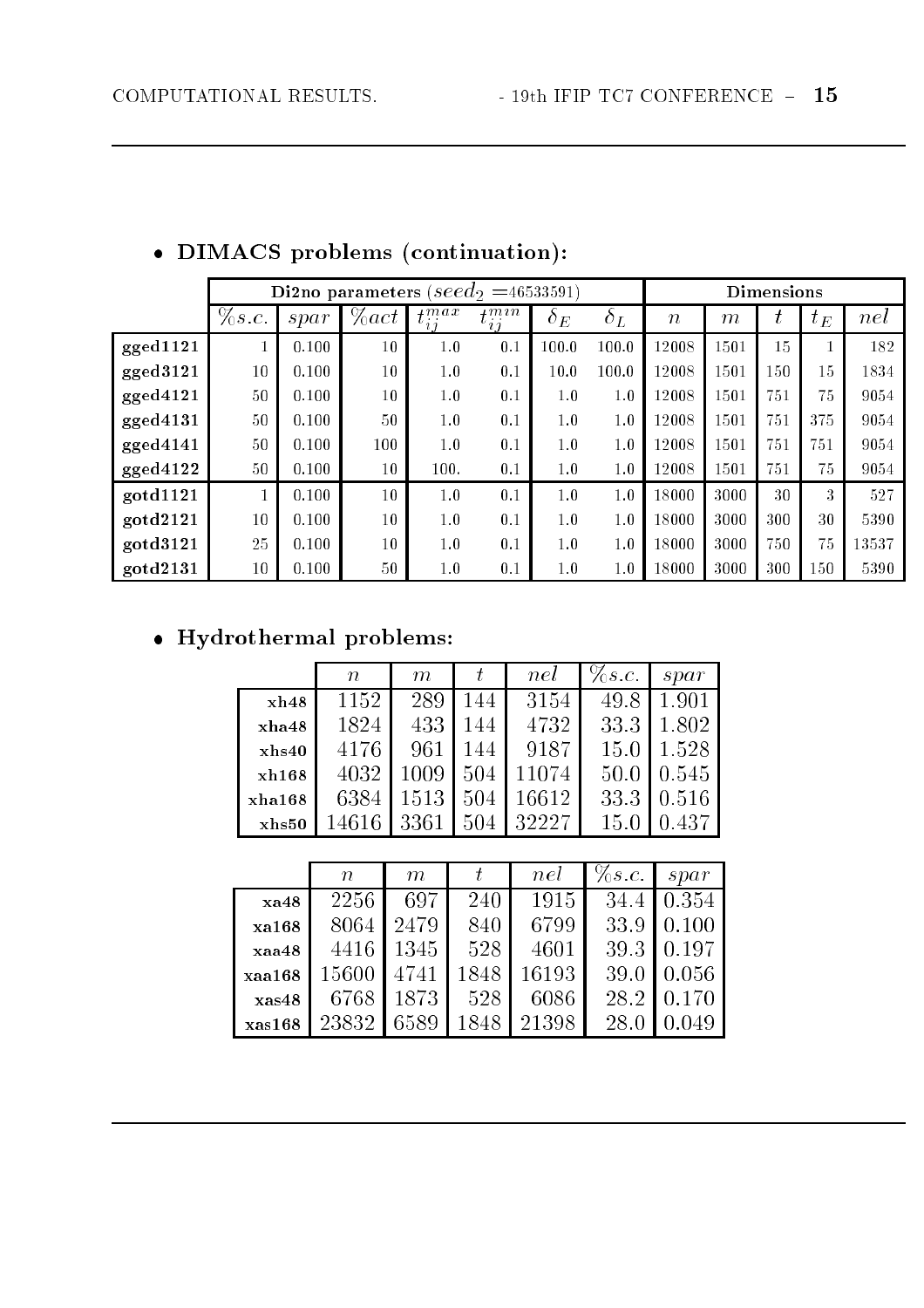- **DIMACS problems (continuation):**

| | Di2no parameters ($seed_2$ =46533591) | | | | | | | Dimensions | | | | |
|---|---|---|---|---|---|---|---|---|---|---|---|---|
| | $\%s.c.$ | $spar$ | $\%act$ | $t_{ij}^{max}$ | $t_{ij}^{min}$ | $\delta_E$ | $\delta_L$ | $n$ | $m$ | $t$ | $t_E$ | $nel$ |
| **gged1121** | 1 | 0.100 | 10 | 1.0 | 0.1 | 100.0 | 100.0 | 12008 | 1501 | 15 | 1 | 182 |
| **gged3121** | 10 | 0.100 | 10 | 1.0 | 0.1 | 10.0 | 100.0 | 12008 | 1501 | 150 | 15 | 1834 |
| **gged4121** | 50 | 0.100 | 10 | 1.0 | 0.1 | 1.0 | 1.0 | 12008 | 1501 | 751 | 75 | 9054 |
| **gged4131** | 50 | 0.100 | 50 | 1.0 | 0.1 | 1.0 | 1.0 | 12008 | 1501 | 751 | 375 | 9054 |
| **gged4141** | 50 | 0.100 | 100 | 1.0 | 0.1 | 1.0 | 1.0 | 12008 | 1501 | 751 | 751 | 9054 |
| **gged4122** | 50 | 0.100 | 10 | 100. | 0.1 | 1.0 | 1.0 | 12008 | 1501 | 751 | 75 | 9054 |
| **gotd1121** | 1 | 0.100 | 10 | 1.0 | 0.1 | 1.0 | 1.0 | 18000 | 3000 | 30 | 3 | 527 |
| **gotd2121** | 10 | 0.100 | 10 | 1.0 | 0.1 | 1.0 | 1.0 | 18000 | 3000 | 300 | 30 | 5390 |
| **gotd3121** | 25 | 0.100 | 10 | 1.0 | 0.1 | 1.0 | 1.0 | 18000 | 3000 | 750 | 75 | 13537 |
| **gotd2131** | 10 | 0.100 | 50 | 1.0 | 0.1 | 1.0 | 1.0 | 18000 | 3000 | 300 | 150 | 5390 |

- **Hydrothermal problems:**

| | $n$ | $m$ | $t$ | $nel$ | $\%s.c.$ | $spar$ |
|---|---|---|---|---|---|---|
| **xh48** | 1152 | 289 | 144 | 3154 | 49.8 | 1.901 |
| **xha48** | 1824 | 433 | 144 | 4732 | 33.3 | 1.802 |
| **xhs40** | 4176 | 961 | 144 | 9187 | 15.0 | 1.528 |
| **xh168** | 4032 | 1009 | 504 | 11074 | 50.0 | 0.545 |
| **xha168** | 6384 | 1513 | 504 | 16612 | 33.3 | 0.516 |
| **xhs50** | 14616 | 3361 | 504 | 32227 | 15.0 | 0.437 |

| | $n$ | $m$ | $t$ | $nel$ | $\%s.c.$ | $spar$ |
|---|---|---|---|---|---|---|
| **xa48** | 2256 | 697 | 240 | 1915 | 34.4 | 0.354 |
| **xa168** | 8064 | 2479 | 840 | 6799 | 33.9 | 0.100 |
| **xaa48** | 4416 | 1345 | 528 | 4601 | 39.3 | 0.197 |
| **xaa168** | 15600 | 4741 | 1848 | 16193 | 39.0 | 0.056 |
| **xas48** | 6768 | 1873 | 528 | 6086 | 28.2 | 0.170 |
| **xas168** | 23832 | 6589 | 1848 | 21398 | 28.0 | 0.049 |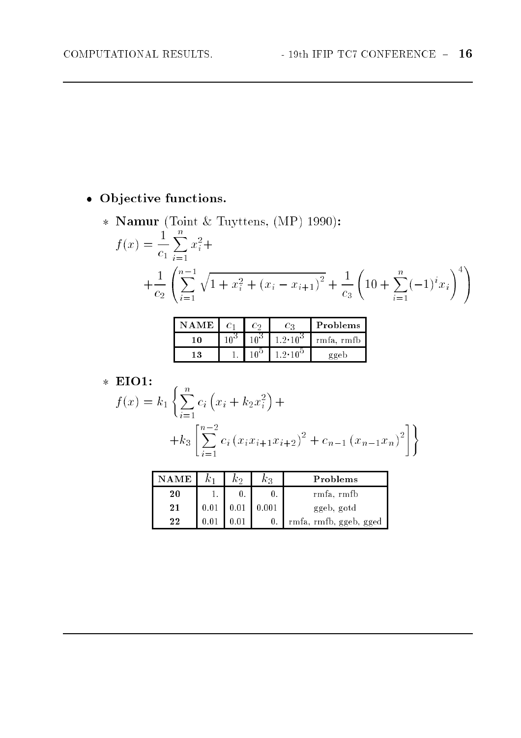- **Objective functions.**

  - **Namur** (Toint & Tuyttens, (MP) 1990)**:**

$$f(x) = \frac{1}{c_1} \sum_{i=1}^{n} x_i^2 +$$

$$+ \frac{1}{c_2} \left( \sum_{i=1}^{n-1} \sqrt{1 + x_i^2 + (x_i - x_{i+1})^2} + \frac{1}{c_3} \left( 10 + \sum_{i=1}^{n} (-1)^i x_i \right)^4 \right)$$

| NAME | $c_1$ | $c_2$ | $c_3$ | Problems |
|---|---|---|---|---|
| **10** | $10^3$ | $10^3$ | $1.2 \cdot 10^3$ | rmfa, rmfb |
| **13** | 1. | $10^5$ | $1.2 \cdot 10^5$ | ggeb |

  - **EIO1:**

$$f(x) = k_1 \left\{ \sum_{i=1}^{n} c_i \left( x_i + k_2 x_i^2 \right) + \right.$$

$$\left. + k_3 \left[ \sum_{i=1}^{n-2} c_i \left( x_i x_{i+1} x_{i+2} \right)^2 + c_{n-1} \left( x_{n-1} x_n \right)^2 \right] \right\}$$

| NAME | $k_1$ | $k_2$ | $k_3$ | Problems |
|---|---|---|---|---|
| **20** | 1. | 0. | 0. | rmfa, rmfb |
| **21** | 0.01 | 0.01 | 0.001 | ggeb, gotd |
| **22** | 0.01 | 0.01 | 0. | rmfa, rmfb, ggeb, gged |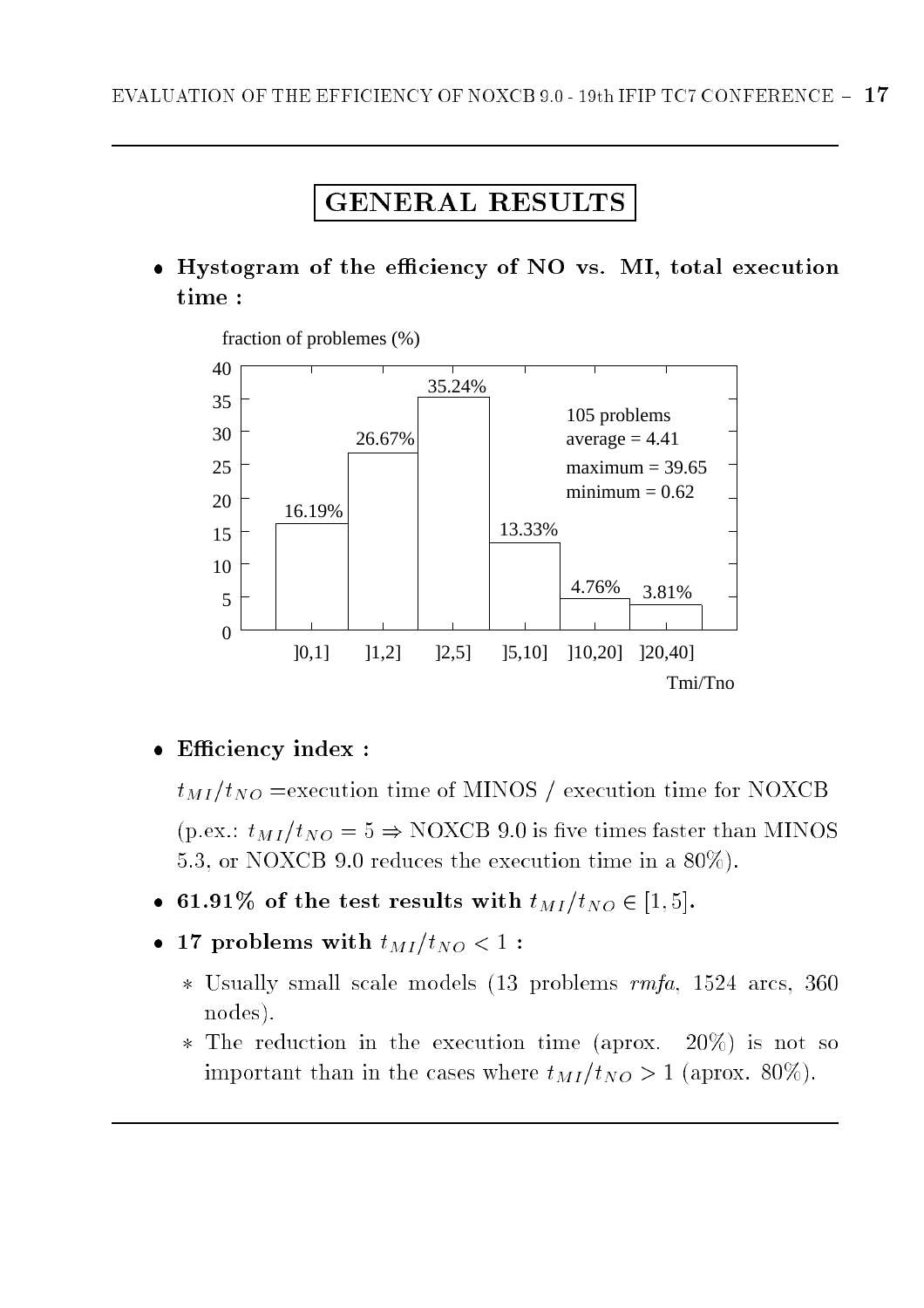# GENERAL RESULTS

- **Hystogram of the efficiency of NO vs. MI, total execution time :**

fraction of problemes (%)

| Tmi/Tno | ]0,1] | ]1,2] | ]2,5] | ]5,10] | ]10,20] | ]20,40] |
|---|---|---|---|---|---|---|
| fraction of problemes (%) | 16.19% | 26.67% | 35.24% | 13.33% | 4.76% | 3.81% |

105 problems
average = 4.41
maximum = 39.65
minimum = 0.62

- **Efficiency index :**

  $t_{MI}/t_{NO}$ =execution time of MINOS / execution time for NOXCB

  (p.ex.: $t_{MI}/t_{NO} = 5 \Rightarrow$ NOXCB 9.0 is five times faster than MINOS 5.3, or NOXCB 9.0 reduces the execution time in a 80%).

- **61.91% of the test results with $t_{MI}/t_{NO} \in [1, 5]$.**

- **17 problems with $t_{MI}/t_{NO} < 1$ :**

  * Usually small scale models (13 problems *rmfa*, 1524 arcs, 360 nodes).
  * The reduction in the execution time (aprox. 20%) is not so important than in the cases where $t_{MI}/t_{NO} > 1$ (aprox. 80%).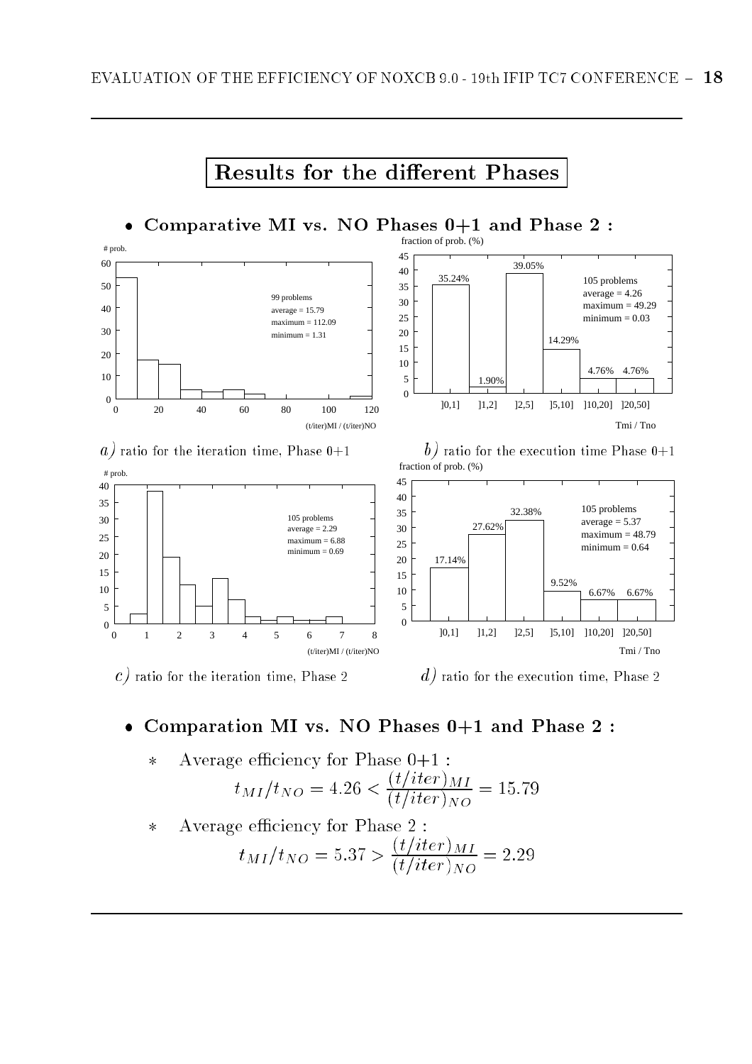# Results for the different Phases

- **Comparative MI vs. NO Phases 0+1 and Phase 2 :**

*a)* ratio for the iteration time, Phase 0+1

*b)* ratio for the execution time Phase 0+1

*c)* ratio for the iteration time, Phase 2

*d)* ratio for the execution time, Phase 2

- **Comparation MI vs. NO Phases 0+1 and Phase 2 :**

  - ∗ Average efficiency for Phase 0+1 :

$$t_{MI}/t_{NO} = 4.26 < \frac{(t/iter)_{MI}}{(t/iter)_{NO}} = 15.79$$

  - ∗ Average efficiency for Phase 2 :

$$t_{MI}/t_{NO} = 5.37 > \frac{(t/iter)_{MI}}{(t/iter)_{NO}} = 2.29$$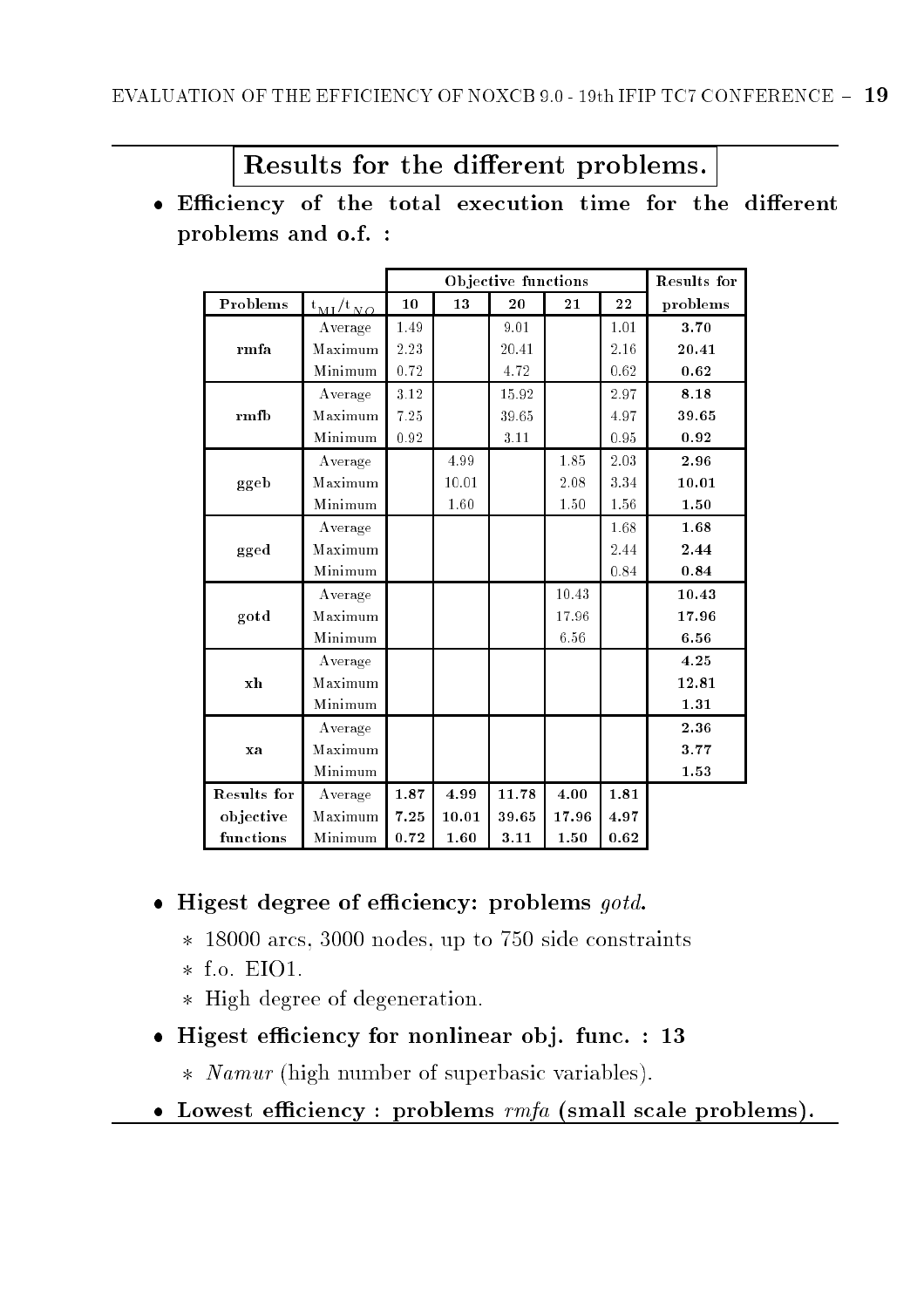## Results for the different problems.

- **Efficiency of the total execution time for the different problems and o.f. :**

| Problems | $t_{MI}/t_{NO}$ | Objective functions | | | | | Results for |
|---|---|---|---|---|---|---|---|
| | | **10** | **13** | **20** | **21** | **22** | **problems** |
| **rmfa** | Average | 1.49 | | 9.01 | | 1.01 | **3.70** |
| | Maximum | 2.23 | | 20.41 | | 2.16 | **20.41** |
| | Minimum | 0.72 | | 4.72 | | 0.62 | **0.62** |
| **rmfb** | Average | 3.12 | | 15.92 | | 2.97 | **8.18** |
| | Maximum | 7.25 | | 39.65 | | 4.97 | **39.65** |
| | Minimum | 0.92 | | 3.11 | | 0.95 | **0.92** |
| **ggeb** | Average | | 4.99 | | 1.85 | 2.03 | **2.96** |
| | Maximum | | 10.01 | | 2.08 | 3.34 | **10.01** |
| | Minimum | | 1.60 | | 1.50 | 1.56 | **1.50** |
| **gged** | Average | | | | | 1.68 | **1.68** |
| | Maximum | | | | | 2.44 | **2.44** |
| | Minimum | | | | | 0.84 | **0.84** |
| **gotd** | Average | | | | 10.43 | | **10.43** |
| | Maximum | | | | 17.96 | | **17.96** |
| | Minimum | | | | 6.56 | | **6.56** |
| **xh** | Average | | | | | | **4.25** |
| | Maximum | | | | | | **12.81** |
| | Minimum | | | | | | **1.31** |
| **xa** | Average | | | | | | **2.36** |
| | Maximum | | | | | | **3.77** |
| | Minimum | | | | | | **1.53** |
| **Results for objective functions** | Average | **1.87** | **4.99** | **11.78** | **4.00** | **1.81** | |
| | Maximum | **7.25** | **10.01** | **39.65** | **17.96** | **4.97** | |
| | Minimum | **0.72** | **1.60** | **3.11** | **1.50** | **0.62** | |

- **Higest degree of efficiency: problems *gotd*.**
  - 18000 arcs, 3000 nodes, up to 750 side constraints
  - f.o. EIO1.
  - High degree of degeneration.
- **Higest efficiency for nonlinear obj. func. : 13**
  - *Namur* (high number of superbasic variables).
- **Lowest efficiency : problems *rmfa* (small scale problems).**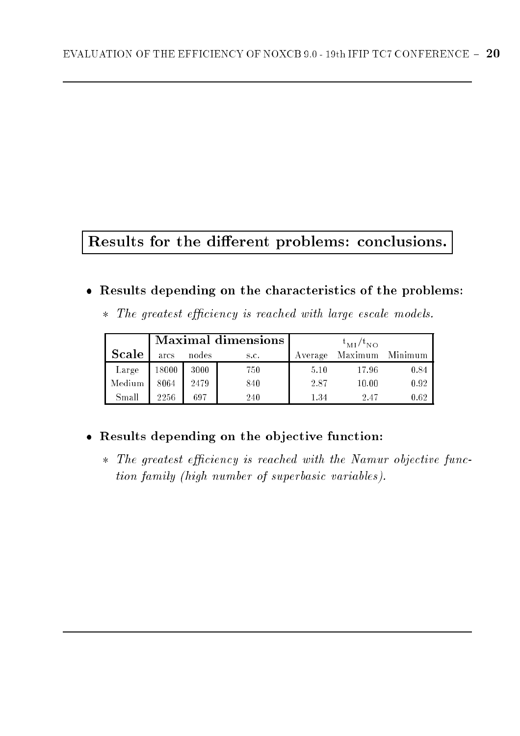## Results for the different problems: conclusions.

- **Results depending on the characteristics of the problems:**
  - *The greatest efficiency is reached with large escale models.*

| Scale | Maximal dimensions | | | $t_{MI}/t_{NO}$ | | |
|---|---|---|---|---|---|---|
| | arcs | nodes | s.c. | Average | Maximum | Minimum |
| Large | 18000 | 3000 | 750 | 5.10 | 17.96 | 0.84 |
| Medium | 8064 | 2479 | 840 | 2.87 | 10.00 | 0.92 |
| Small | 2256 | 697 | 240 | 1.34 | 2.47 | 0.62 |

- **Results depending on the objective function:**
  - *The greatest efficiency is reached with the Namur objective function family (high number of superbasic variables).*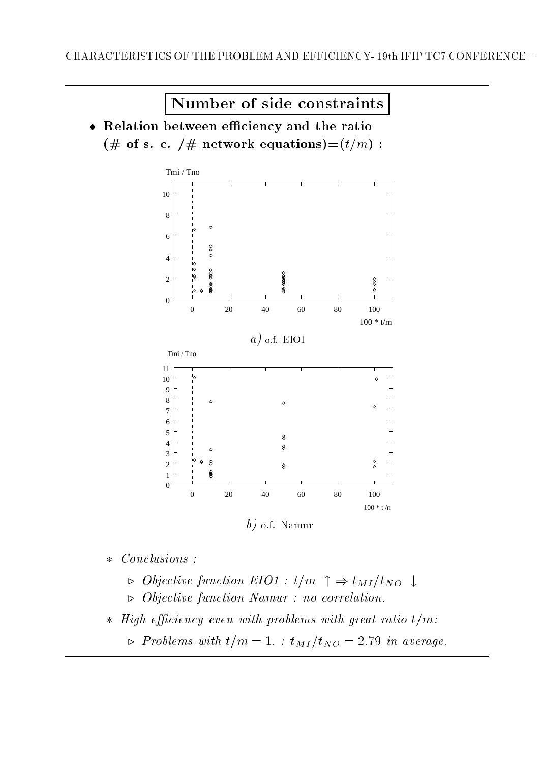## Number of side constraints

- **Relation between efficiency and the ratio (# of s. c. /# network equations)=($t/m$) :**

*a)* o.f. EIO1

*b)* o.f. Namur

- *Conclusions :*
  - ▷ *Objective function EIO1 :* $t/m \uparrow \Rightarrow t_{MI}/t_{NO} \downarrow$
  - ▷ *Objective function Namur : no correlation.*
- *High efficiency even with problems with great ratio* $t/m$*:*
  - ▷ *Problems with* $t/m = 1.$ *:* $t_{MI}/t_{NO} = 2.79$ *in average.*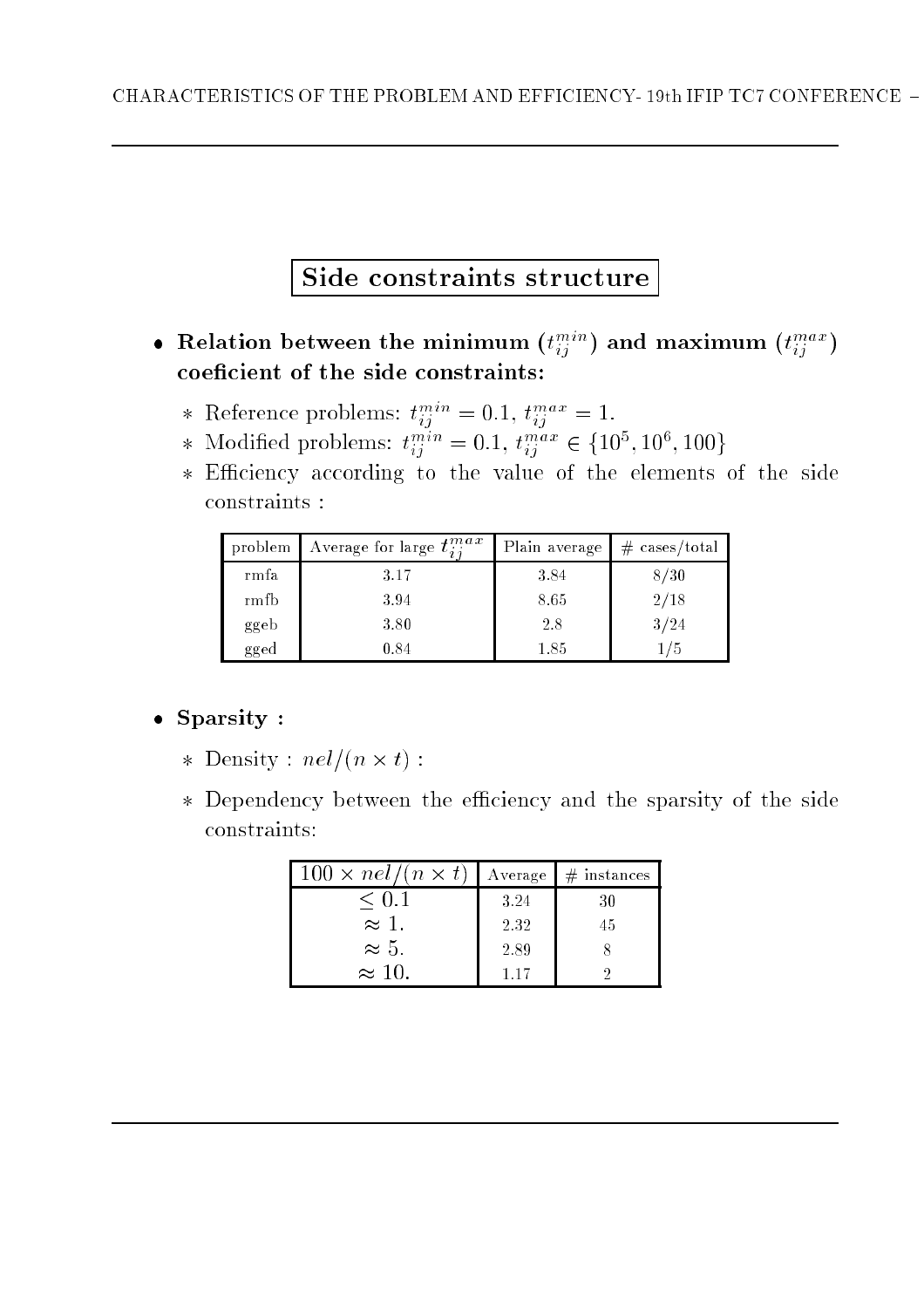# Side constraints structure

- **Relation between the minimum ($t_{ij}^{min}$) and maximum ($t_{ij}^{max}$) coeficient of the side constraints:**
  - Reference problems: $t_{ij}^{min} = 0.1$, $t_{ij}^{max} = 1$.
  - Modified problems: $t_{ij}^{min} = 0.1$, $t_{ij}^{max} \in \{10^5, 10^6, 100\}$
  - Efficiency according to the value of the elements of the side constraints :

| problem | Average for large $t_{ij}^{max}$ | Plain average | # cases/total |
|---|---|---|---|
| rmfa | 3.17 | 3.84 | 8/30 |
| rmfb | 3.94 | 8.65 | 2/18 |
| ggeb | 3.80 | 2.8 | 3/24 |
| gged | 0.84 | 1.85 | 1/5 |

- **Sparsity :**
  - Density : $nel/(n \times t)$ :
  - Dependency between the efficiency and the sparsity of the side constraints:

| $100 \times nel/(n \times t)$ | Average | # instances |
|---|---|---|
| $\leq 0.1$ | 3.24 | 30 |
| $\approx 1.$ | 2.32 | 45 |
| $\approx 5.$ | 2.89 | 8 |
| $\approx 10.$ | 1.17 | 2 |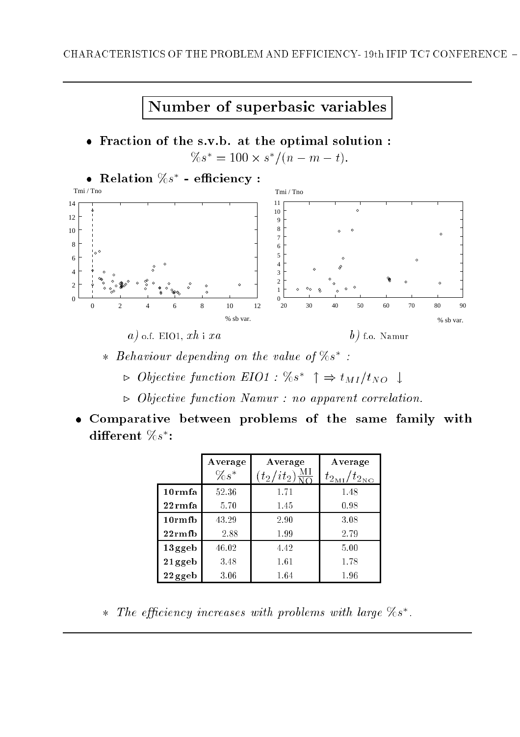# Number of superbasic variables

- **Fraction of the s.v.b. at the optimal solution :**

$$\%s^* = 100 \times s^*/(n - m - t).$$

- **Relation $\%s^*$ - efficiency :**

*a)* o.f. EIO1, $xh$ i $xa$

*b)* f.o. Namur

   - ∗ *Behaviour depending on the value of $\%s^*$ :*
     - ▷ *Objective function EIO1 : $\%s^* \uparrow \Rightarrow t_{MI}/t_{NO} \downarrow$*
     - ▷ *Objective function Namur : no apparent correlation.*

- **Comparative between problems of the same family with different $\%s^*$:**

| | Average $\%s^*$ | Average $(t_2/it_2)\frac{\text{MI}}{\text{NO}}$ | Average $t_{2_{\text{MI}}}/t_{2_{\text{NO}}}$ |
|---|---|---|---|
| **10rmfa** | 52.36 | 1.71 | 1.48 |
| **22rmfa** | 5.70 | 1.45 | 0.98 |
| **10rmfb** | 43.29 | 2.90 | 3.08 |
| **22rmfb** | 2.88 | 1.99 | 2.79 |
| **13ggeb** | 46.02 | 4.42 | 5.00 |
| **21ggeb** | 3.48 | 1.61 | 1.78 |
| **22ggeb** | 3.06 | 1.64 | 1.96 |

   - ∗ *The efficiency increases with problems with large $\%s^*$.*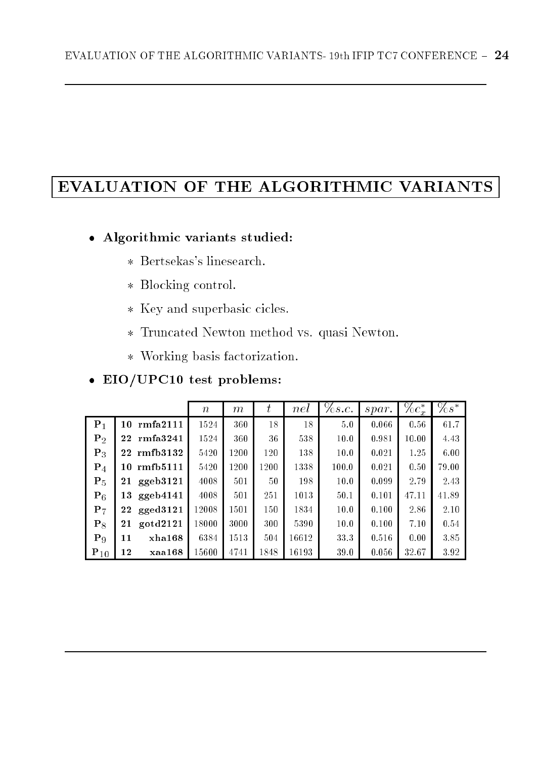# EVALUATION OF THE ALGORITHMIC VARIANTS

- **Algorithmic variants studied:**
  - ∗ Bertsekas's linesearch.
  - ∗ Blocking control.
  - ∗ Key and superbasic cicles.
  - ∗ Truncated Newton method vs. quasi Newton.
  - ∗ Working basis factorization.
- **EIO/UPC10 test problems:**

| | | | $n$ | $m$ | $t$ | $nel$ | $\%s.c.$ | $spar.$ | $\%c_x^*$ | $\%s^*$ |
|---|---|---|---|---|---|---|---|---|---|---|
| $\mathbf{P}_1$ | **10** | **rmfa2111** | 1524 | 360 | 18 | 18 | 5.0 | 0.066 | 0.56 | 61.7 |
| $\mathbf{P}_2$ | **22** | **rmfa3241** | 1524 | 360 | 36 | 538 | 10.0 | 0.981 | 10.00 | 4.43 |
| $\mathbf{P}_3$ | **22** | **rmfb3132** | 5420 | 1200 | 120 | 138 | 10.0 | 0.021 | 1.25 | 6.00 |
| $\mathbf{P}_4$ | **10** | **rmfb5111** | 5420 | 1200 | 1200 | 1338 | 100.0 | 0.021 | 0.50 | 79.00 |
| $\mathbf{P}_5$ | **21** | **ggeb3121** | 4008 | 501 | 50 | 198 | 10.0 | 0.099 | 2.79 | 2.43 |
| $\mathbf{P}_6$ | **13** | **ggeb4141** | 4008 | 501 | 251 | 1013 | 50.1 | 0.101 | 47.11 | 41.89 |
| $\mathbf{P}_7$ | **22** | **gged3121** | 12008 | 1501 | 150 | 1834 | 10.0 | 0.100 | 2.86 | 2.10 |
| $\mathbf{P}_8$ | **21** | **gotd2121** | 18000 | 3000 | 300 | 5390 | 10.0 | 0.100 | 7.10 | 0.54 |
| $\mathbf{P}_9$ | **11** | **xha168** | 6384 | 1513 | 504 | 16612 | 33.3 | 0.516 | 0.00 | 3.85 |
| $\mathbf{P}_{10}$ | **12** | **xaa168** | 15600 | 4741 | 1848 | 16193 | 39.0 | 0.056 | 32.67 | 3.92 |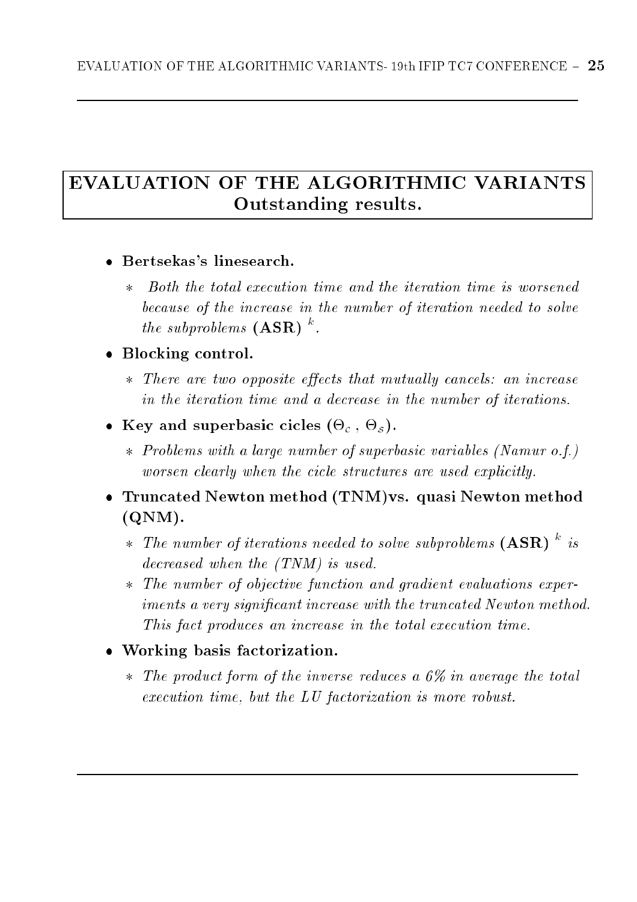## EVALUATION OF THE ALGORITHMIC VARIANTS
## Outstanding results.

- **Bertsekas's linesearch.**
  - *Both the total execution time and the iteration time is worsened because of the increase in the number of iteration needed to solve the subproblems* $(\mathbf{ASR})^{k}$.
- **Blocking control.**
  - *There are two opposite effects that mutually cancels: an increase in the iteration time and a decrease in the number of iterations.*
- **Key and superbasic cicles** $(\Theta_c\ , \Theta_s)$**.**
  - *Problems with a large number of superbasic variables (Namur o.f.) worsen clearly when the cicle structures are used explicitly.*
- **Truncated Newton method (TNM)vs. quasi Newton method (QNM).**
  - *The number of iterations needed to solve subproblems* $(\mathbf{ASR})^{k}$ *is decreased when the (TNM) is used.*
  - *The number of objective function and gradient evaluations experiments a very significant increase with the truncated Newton method. This fact produces an increase in the total execution time.*
- **Working basis factorization.**
  - *The product form of the inverse reduces a 6% in average the total execution time, but the LU factorization is more robust.*